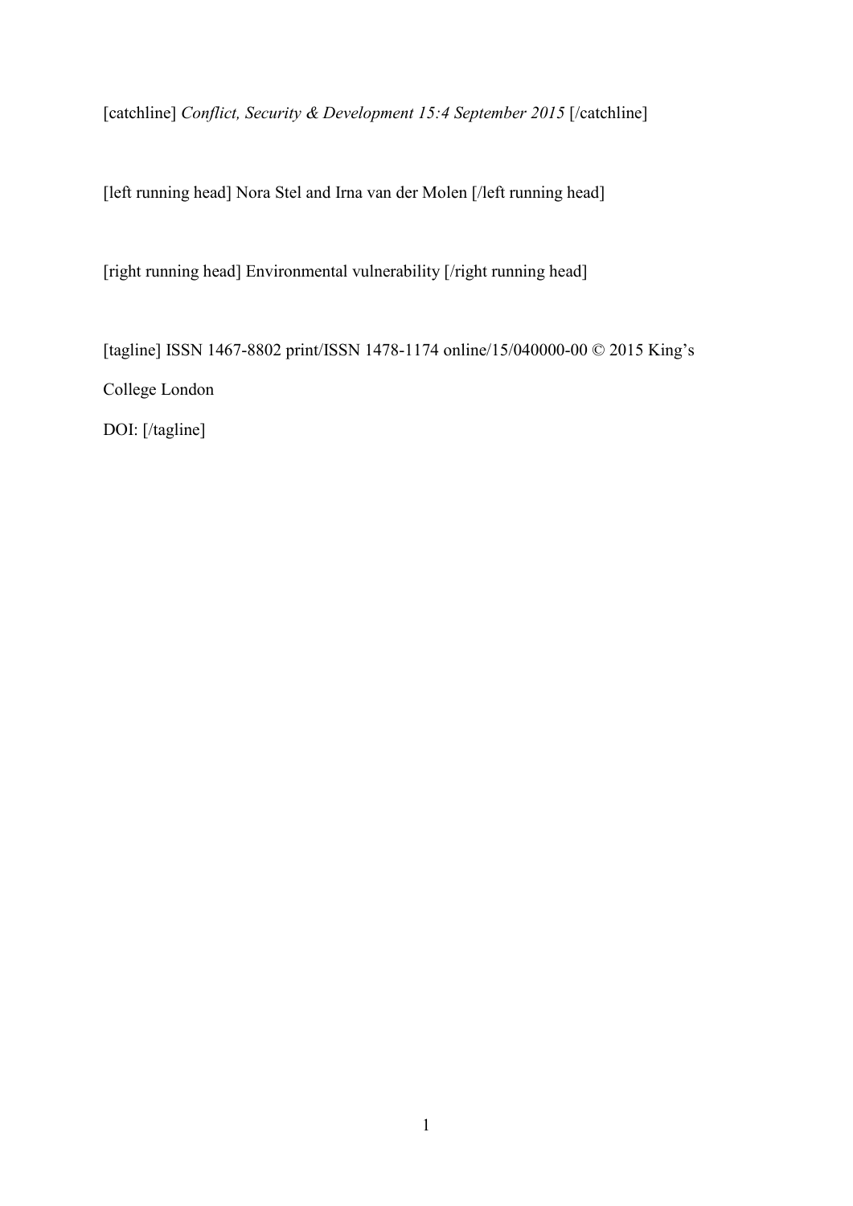[catchline] *Conflict, Security & Development 15:4 September 2015* [/catchline]

[left running head] Nora Stel and Irna van der Molen [/left running head]

[right running head] Environmental vulnerability [/right running head]

[tagline] ISSN 1467-8802 print/ISSN 1478-1174 online/15/040000-00 © 2015 King's College London

DOI: [/tagline]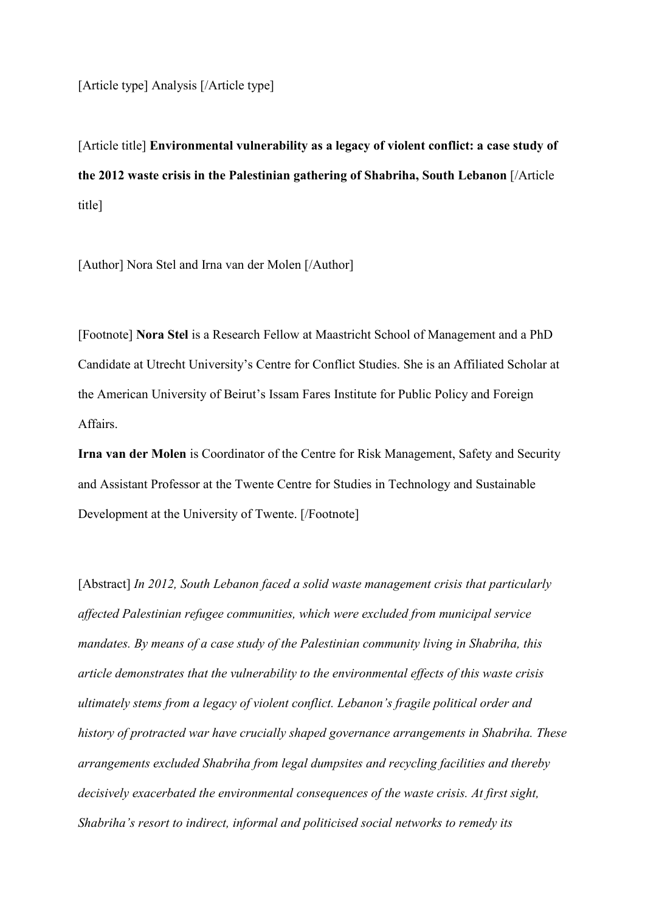[Article type] Analysis [/Article type]

[Article title] **Environmental vulnerability as a legacy of violent conflict: a case study of the 2012 waste crisis in the Palestinian gathering of Shabriha, South Lebanon** [/Article title]

[Author] Nora Stel and Irna van der Molen [/Author]

[Footnote] **Nora Stel** is a Research Fellow at Maastricht School of Management and a PhD Candidate at Utrecht University's Centre for Conflict Studies. She is an Affiliated Scholar at the American University of Beirut's Issam Fares Institute for Public Policy and Foreign Affairs.

**Irna van der Molen** is Coordinator of the Centre for Risk Management, Safety and Security and Assistant Professor at the Twente Centre for Studies in Technology and Sustainable Development at the University of Twente. [/Footnote]

[Abstract] *In 2012, South Lebanon faced a solid waste management crisis that particularly affected Palestinian refugee communities, which were excluded from municipal service mandates. By means of a case study of the Palestinian community living in Shabriha, this article demonstrates that the vulnerability to the environmental effects of this waste crisis ultimately stems from a legacy of violent conflict. Lebanon's fragile political order and history of protracted war have crucially shaped governance arrangements in Shabriha. These arrangements excluded Shabriha from legal dumpsites and recycling facilities and thereby decisively exacerbated the environmental consequences of the waste crisis. At first sight, Shabriha's resort to indirect, informal and politicised social networks to remedy its*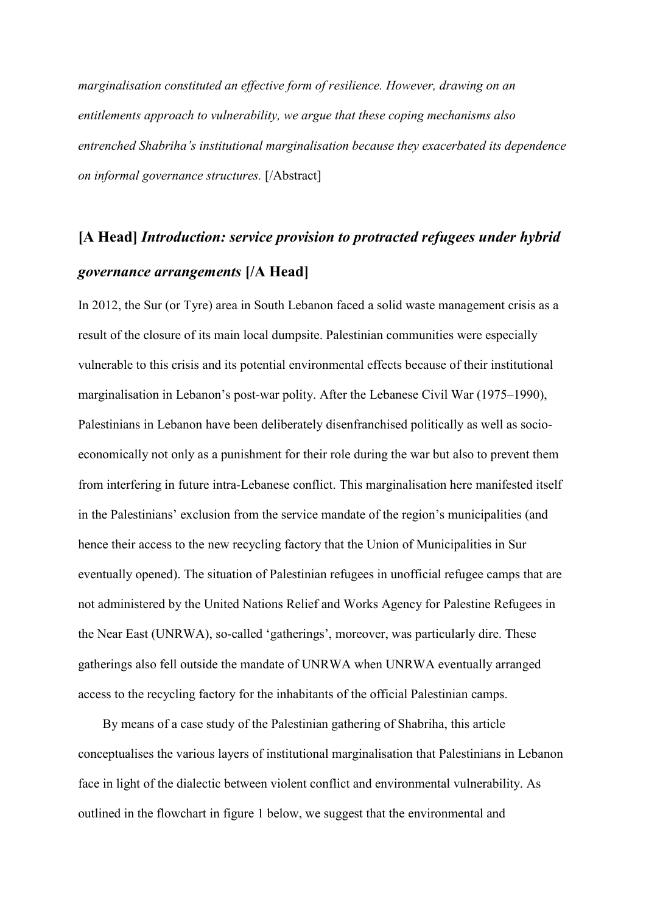*marginalisation constituted an effective form of resilience. However, drawing on an entitlements approach to vulnerability, we argue that these coping mechanisms also entrenched Shabriha's institutional marginalisation because they exacerbated its dependence on informal governance structures.* [/Abstract]

## [A Head] *Introduction: service provision to protracted refugees under hybrid governance arrangements* [/A Head]

In 2012, the Sur (or Tyre) area in South Lebanon faced a solid waste management crisis as a result of the closure of its main local dumpsite. Palestinian communities were especially vulnerable to this crisis and its potential environmental effects because of their institutional marginalisation in Lebanon's post-war polity. After the Lebanese Civil War (1975–1990), Palestinians in Lebanon have been deliberately disenfranchised politically as well as socio-economically not only as a punishment for their role during the war but also to prevent them from interfering in future intra-Lebanese conflict. This marginalisation here manifested itself in the Palestinians' exclusion from the service mandate of the region's municipalities (and hence their access to the new recycling factory that the Union of Municipalities in Sur eventually opened). The situation of Palestinian refugees in unofficial refugee camps that are not administered by the United Nations Relief and Works Agency for Palestine Refugees in the Near East (UNRWA), so-called 'gatherings', moreover, was particularly dire. These gatherings also fell outside the mandate of UNRWA when UNRWA eventually arranged access to the recycling factory for the inhabitants of the official Palestinian camps.

By means of a case study of the Palestinian gathering of Shabriha, this article conceptualises the various layers of institutional marginalisation that Palestinians in Lebanon face in light of the dialectic between violent conflict and environmental vulnerability. As outlined in the flowchart in figure 1 below, we suggest that the environmental and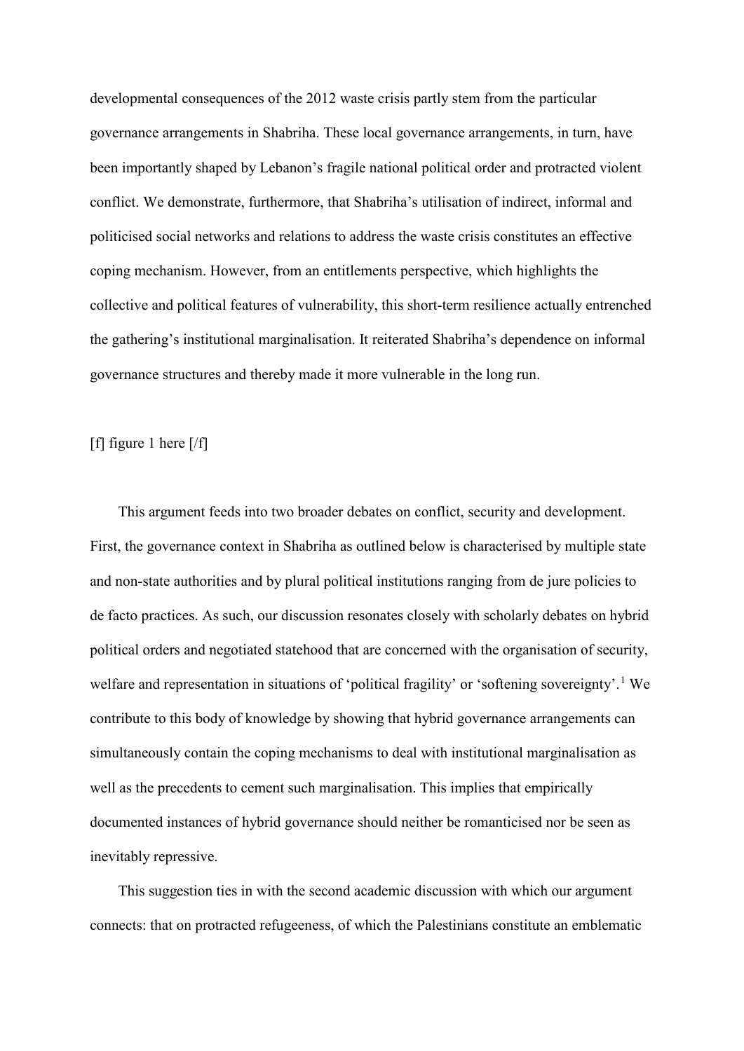developmental consequences of the 2012 waste crisis partly stem from the particular governance arrangements in Shabriha. These local governance arrangements, in turn, have been importantly shaped by Lebanon's fragile national political order and protracted violent conflict. We demonstrate, furthermore, that Shabriha's utilisation of indirect, informal and politicised social networks and relations to address the waste crisis constitutes an effective coping mechanism. However, from an entitlements perspective, which highlights the collective and political features of vulnerability, this short-term resilience actually entrenched the gathering's institutional marginalisation. It reiterated Shabriha's dependence on informal governance structures and thereby made it more vulnerable in the long run.

[f] figure 1 here [/f]

This argument feeds into two broader debates on conflict, security and development. First, the governance context in Shabriha as outlined below is characterised by multiple state and non-state authorities and by plural political institutions ranging from de jure policies to de facto practices. As such, our discussion resonates closely with scholarly debates on hybrid political orders and negotiated statehood that are concerned with the organisation of security, welfare and representation in situations of 'political fragility' or 'softening sovereignty'.[1] We contribute to this body of knowledge by showing that hybrid governance arrangements can simultaneously contain the coping mechanisms to deal with institutional marginalisation as well as the precedents to cement such marginalisation. This implies that empirically documented instances of hybrid governance should neither be romanticised nor be seen as inevitably repressive.

This suggestion ties in with the second academic discussion with which our argument connects: that on protracted refugeeness, of which the Palestinians constitute an emblematic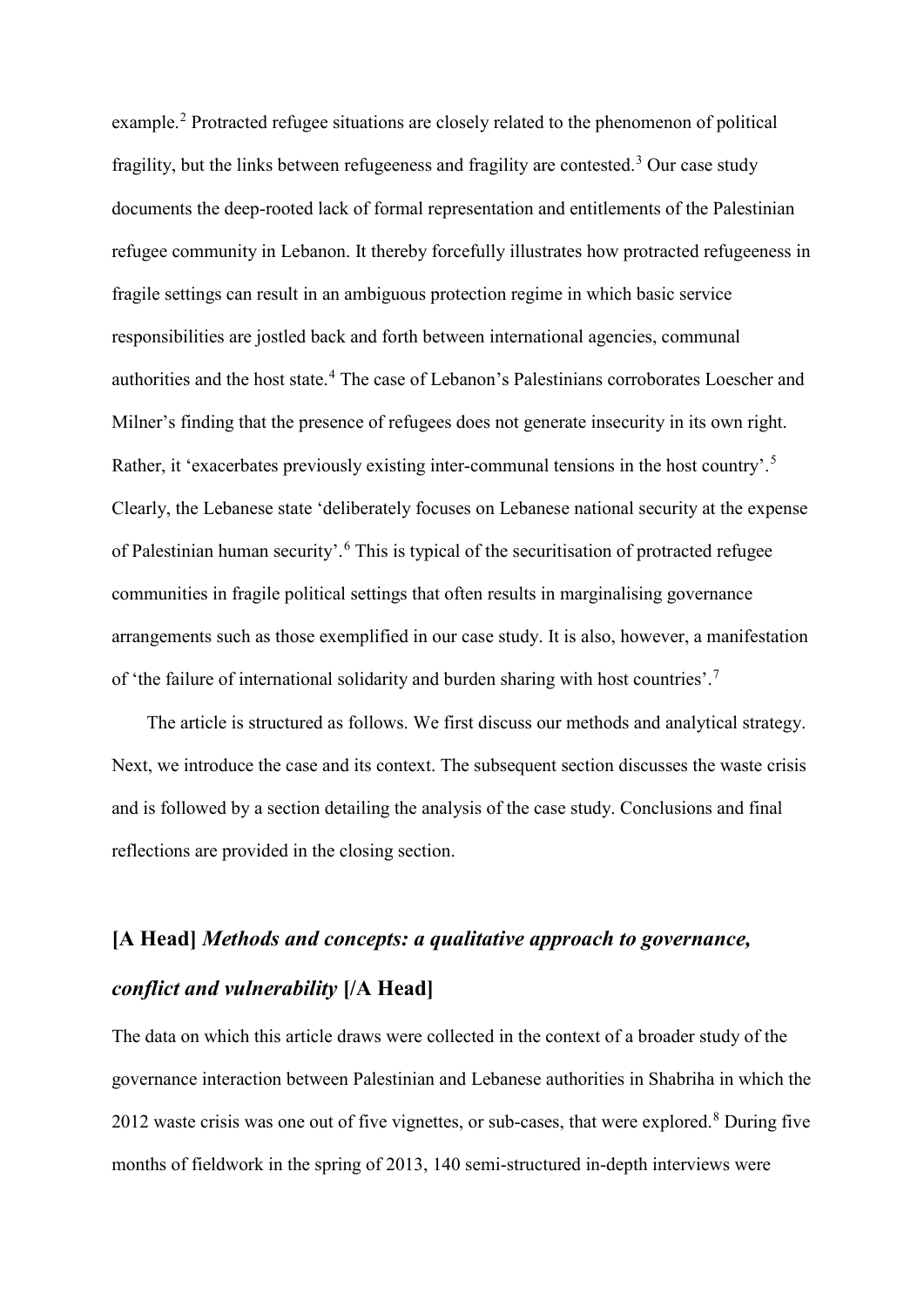example.[2] Protracted refugee situations are closely related to the phenomenon of political fragility, but the links between refugeeness and fragility are contested.[3] Our case study documents the deep-rooted lack of formal representation and entitlements of the Palestinian refugee community in Lebanon. It thereby forcefully illustrates how protracted refugeeness in fragile settings can result in an ambiguous protection regime in which basic service responsibilities are jostled back and forth between international agencies, communal authorities and the host state.[4] The case of Lebanon's Palestinians corroborates Loescher and Milner's finding that the presence of refugees does not generate insecurity in its own right. Rather, it 'exacerbates previously existing inter-communal tensions in the host country'.[5] Clearly, the Lebanese state 'deliberately focuses on Lebanese national security at the expense of Palestinian human security'.[6] This is typical of the securitisation of protracted refugee communities in fragile political settings that often results in marginalising governance arrangements such as those exemplified in our case study. It is also, however, a manifestation of 'the failure of international solidarity and burden sharing with host countries'.[7]

The article is structured as follows. We first discuss our methods and analytical strategy. Next, we introduce the case and its context. The subsequent section discusses the waste crisis and is followed by a section detailing the analysis of the case study. Conclusions and final reflections are provided in the closing section.

## [A Head] *Methods and concepts: a qualitative approach to governance, conflict and vulnerability* [/A Head]

The data on which this article draws were collected in the context of a broader study of the governance interaction between Palestinian and Lebanese authorities in Shabriha in which the 2012 waste crisis was one out of five vignettes, or sub-cases, that were explored.[8] During five months of fieldwork in the spring of 2013, 140 semi-structured in-depth interviews were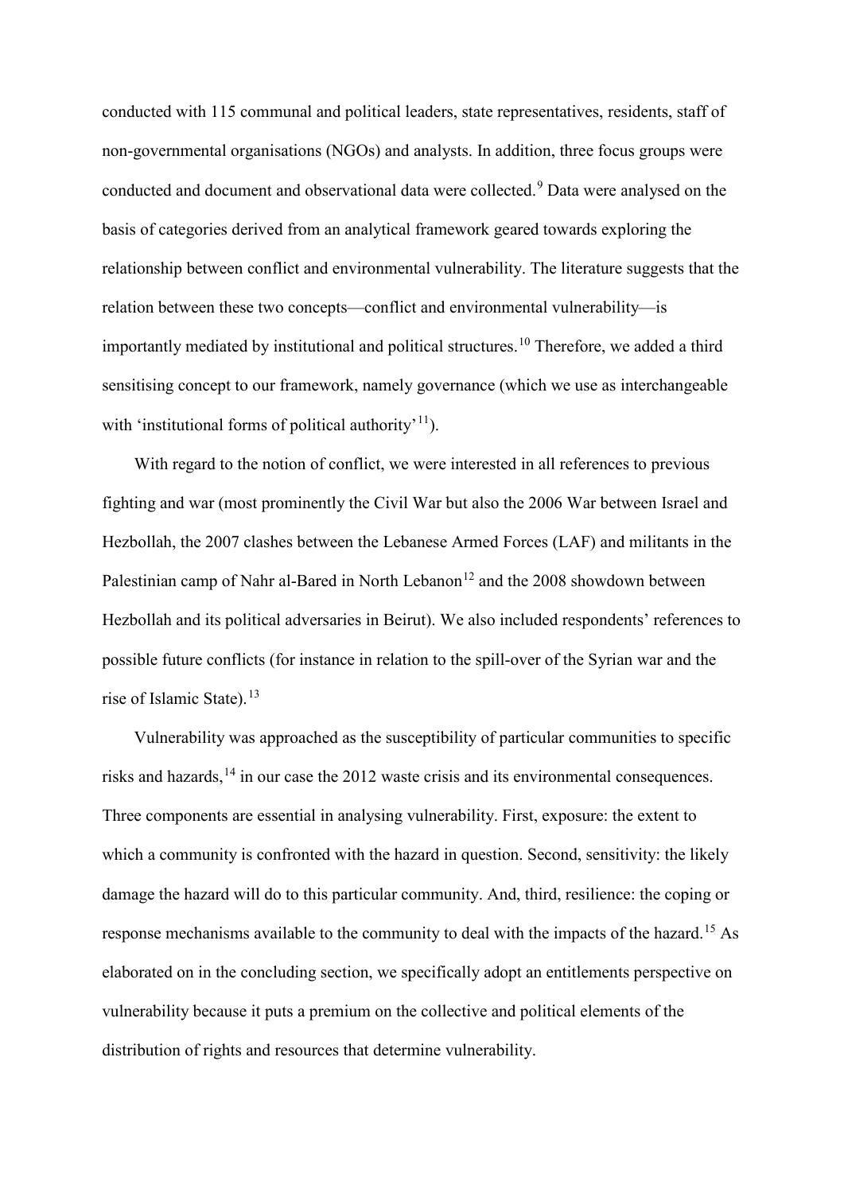conducted with 115 communal and political leaders, state representatives, residents, staff of non-governmental organisations (NGOs) and analysts. In addition, three focus groups were conducted and document and observational data were collected.[9] Data were analysed on the basis of categories derived from an analytical framework geared towards exploring the relationship between conflict and environmental vulnerability. The literature suggests that the relation between these two concepts—conflict and environmental vulnerability—is importantly mediated by institutional and political structures.[10] Therefore, we added a third sensitising concept to our framework, namely governance (which we use as interchangeable with 'institutional forms of political authority'[11]).

With regard to the notion of conflict, we were interested in all references to previous fighting and war (most prominently the Civil War but also the 2006 War between Israel and Hezbollah, the 2007 clashes between the Lebanese Armed Forces (LAF) and militants in the Palestinian camp of Nahr al-Bared in North Lebanon[12] and the 2008 showdown between Hezbollah and its political adversaries in Beirut). We also included respondents' references to possible future conflicts (for instance in relation to the spill-over of the Syrian war and the rise of Islamic State).[13]

Vulnerability was approached as the susceptibility of particular communities to specific risks and hazards,[14] in our case the 2012 waste crisis and its environmental consequences. Three components are essential in analysing vulnerability. First, exposure: the extent to which a community is confronted with the hazard in question. Second, sensitivity: the likely damage the hazard will do to this particular community. And, third, resilience: the coping or response mechanisms available to the community to deal with the impacts of the hazard.[15] As elaborated on in the concluding section, we specifically adopt an entitlements perspective on vulnerability because it puts a premium on the collective and political elements of the distribution of rights and resources that determine vulnerability.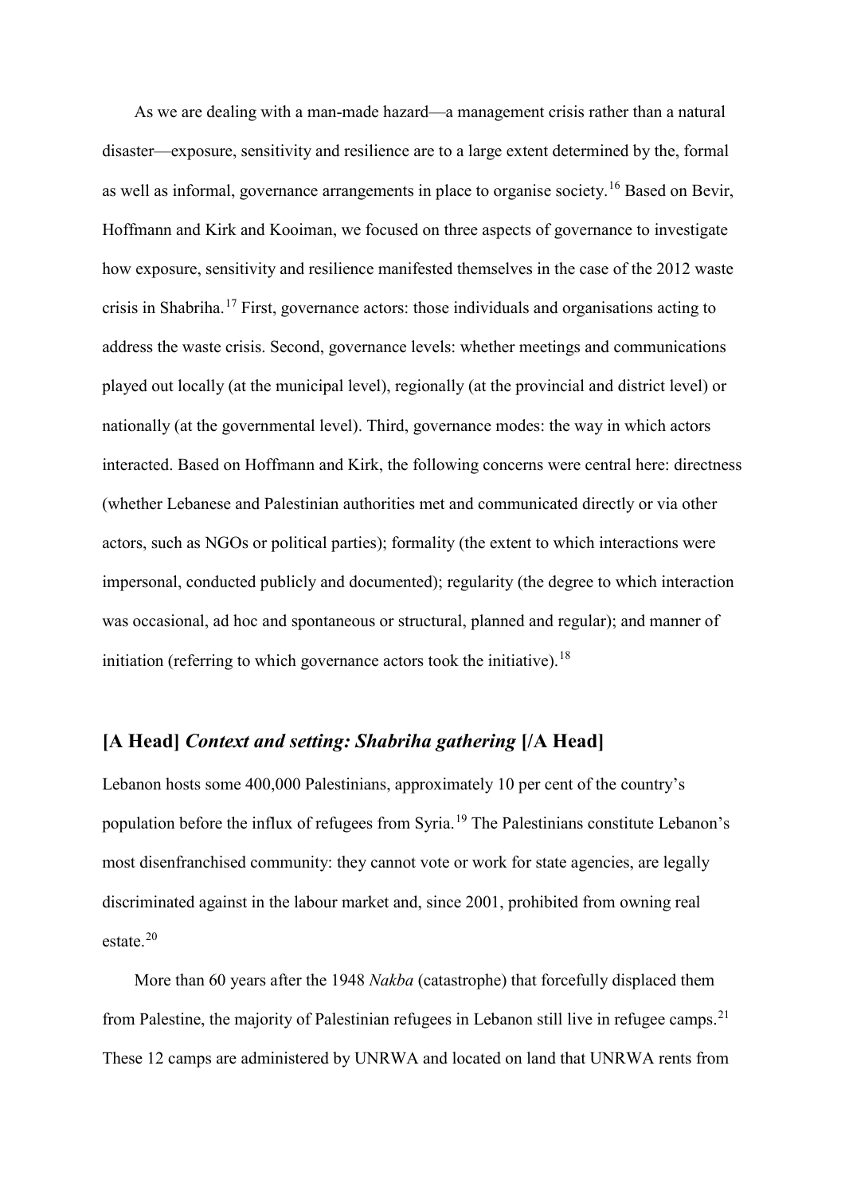As we are dealing with a man-made hazard—a management crisis rather than a natural disaster—exposure, sensitivity and resilience are to a large extent determined by the, formal as well as informal, governance arrangements in place to organise society.[16] Based on Bevir, Hoffmann and Kirk and Kooiman, we focused on three aspects of governance to investigate how exposure, sensitivity and resilience manifested themselves in the case of the 2012 waste crisis in Shabriha.[17] First, governance actors: those individuals and organisations acting to address the waste crisis. Second, governance levels: whether meetings and communications played out locally (at the municipal level), regionally (at the provincial and district level) or nationally (at the governmental level). Third, governance modes: the way in which actors interacted. Based on Hoffmann and Kirk, the following concerns were central here: directness (whether Lebanese and Palestinian authorities met and communicated directly or via other actors, such as NGOs or political parties); formality (the extent to which interactions were impersonal, conducted publicly and documented); regularity (the degree to which interaction was occasional, ad hoc and spontaneous or structural, planned and regular); and manner of initiation (referring to which governance actors took the initiative).[18]

## [A Head] *Context and setting: Shabriha gathering* [/A Head]

Lebanon hosts some 400,000 Palestinians, approximately 10 per cent of the country's population before the influx of refugees from Syria.[19] The Palestinians constitute Lebanon's most disenfranchised community: they cannot vote or work for state agencies, are legally discriminated against in the labour market and, since 2001, prohibited from owning real estate.[20]

More than 60 years after the 1948 *Nakba* (catastrophe) that forcefully displaced them from Palestine, the majority of Palestinian refugees in Lebanon still live in refugee camps.[21] These 12 camps are administered by UNRWA and located on land that UNRWA rents from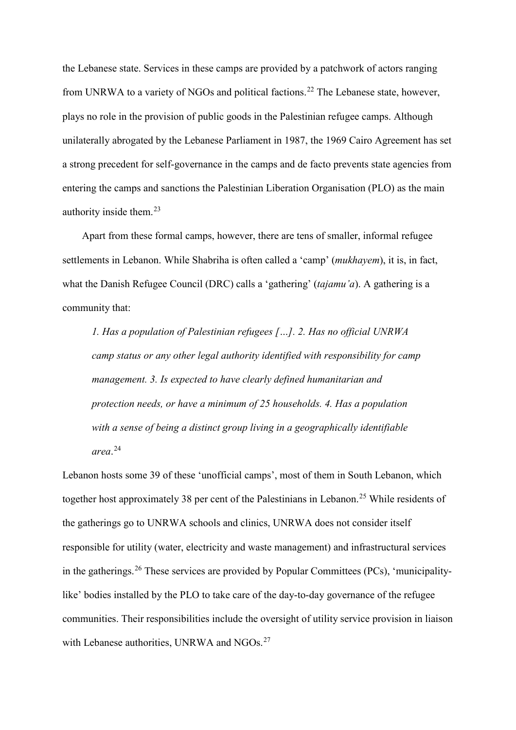the Lebanese state. Services in these camps are provided by a patchwork of actors ranging from UNRWA to a variety of NGOs and political factions.[22] The Lebanese state, however, plays no role in the provision of public goods in the Palestinian refugee camps. Although unilaterally abrogated by the Lebanese Parliament in 1987, the 1969 Cairo Agreement has set a strong precedent for self-governance in the camps and de facto prevents state agencies from entering the camps and sanctions the Palestinian Liberation Organisation (PLO) as the main authority inside them.[23]

Apart from these formal camps, however, there are tens of smaller, informal refugee settlements in Lebanon. While Shabriha is often called a 'camp' (*mukhayem*), it is, in fact, what the Danish Refugee Council (DRC) calls a 'gathering' (*tajamu'a*). A gathering is a community that:

> *1. Has a population of Palestinian refugees […]. 2. Has no official UNRWA camp status or any other legal authority identified with responsibility for camp management. 3. Is expected to have clearly defined humanitarian and protection needs, or have a minimum of 25 households. 4. Has a population with a sense of being a distinct group living in a geographically identifiable area*.[24]

Lebanon hosts some 39 of these 'unofficial camps', most of them in South Lebanon, which together host approximately 38 per cent of the Palestinians in Lebanon.[25] While residents of the gatherings go to UNRWA schools and clinics, UNRWA does not consider itself responsible for utility (water, electricity and waste management) and infrastructural services in the gatherings.[26] These services are provided by Popular Committees (PCs), 'municipality-like' bodies installed by the PLO to take care of the day-to-day governance of the refugee communities. Their responsibilities include the oversight of utility service provision in liaison with Lebanese authorities, UNRWA and NGOs.[27]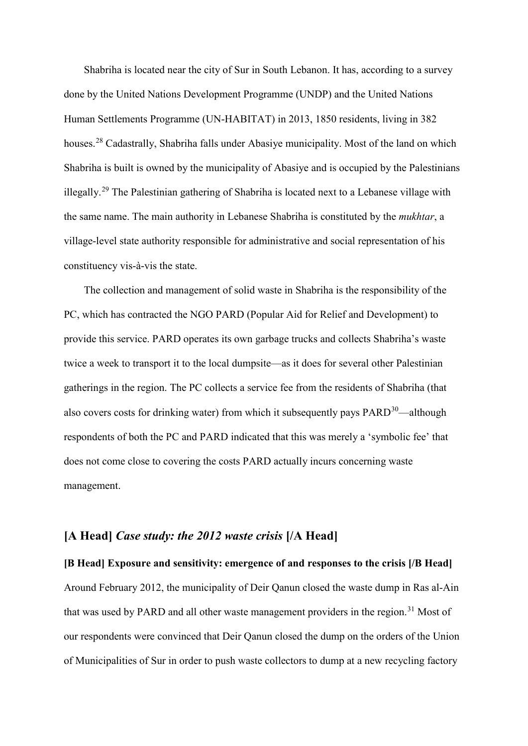Shabriha is located near the city of Sur in South Lebanon. It has, according to a survey done by the United Nations Development Programme (UNDP) and the United Nations Human Settlements Programme (UN-HABITAT) in 2013, 1850 residents, living in 382 houses.[28] Cadastrally, Shabriha falls under Abasiye municipality. Most of the land on which Shabriha is built is owned by the municipality of Abasiye and is occupied by the Palestinians illegally.[29] The Palestinian gathering of Shabriha is located next to a Lebanese village with the same name. The main authority in Lebanese Shabriha is constituted by the *mukhtar*, a village-level state authority responsible for administrative and social representation of his constituency vis-à-vis the state.

The collection and management of solid waste in Shabriha is the responsibility of the PC, which has contracted the NGO PARD (Popular Aid for Relief and Development) to provide this service. PARD operates its own garbage trucks and collects Shabriha's waste twice a week to transport it to the local dumpsite—as it does for several other Palestinian gatherings in the region. The PC collects a service fee from the residents of Shabriha (that also covers costs for drinking water) from which it subsequently pays PARD[30]—although respondents of both the PC and PARD indicated that this was merely a 'symbolic fee' that does not come close to covering the costs PARD actually incurs concerning waste management.

## [A Head] *Case study: the 2012 waste crisis* [/A Head]

### [B Head] Exposure and sensitivity: emergence of and responses to the crisis [/B Head]

Around February 2012, the municipality of Deir Qanun closed the waste dump in Ras al-Ain that was used by PARD and all other waste management providers in the region.[31] Most of our respondents were convinced that Deir Qanun closed the dump on the orders of the Union of Municipalities of Sur in order to push waste collectors to dump at a new recycling factory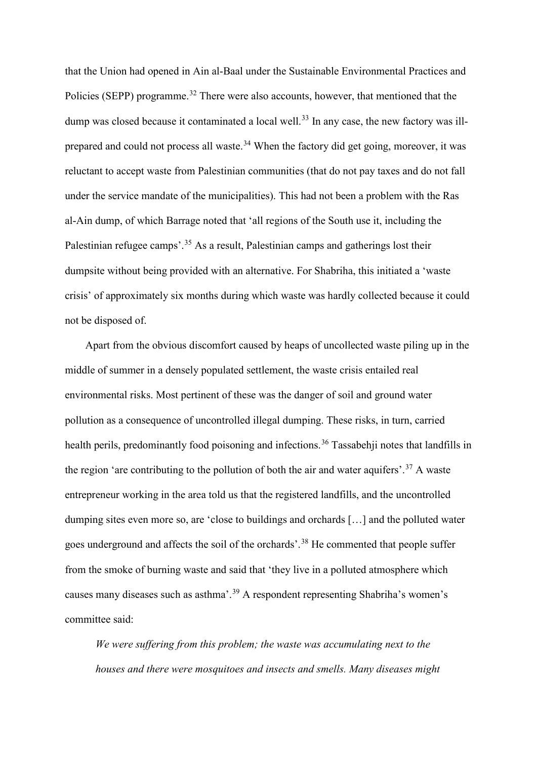that the Union had opened in Ain al-Baal under the Sustainable Environmental Practices and Policies (SEPP) programme.[32] There were also accounts, however, that mentioned that the dump was closed because it contaminated a local well.[33] In any case, the new factory was ill-prepared and could not process all waste.[34] When the factory did get going, moreover, it was reluctant to accept waste from Palestinian communities (that do not pay taxes and do not fall under the service mandate of the municipalities). This had not been a problem with the Ras al-Ain dump, of which Barrage noted that 'all regions of the South use it, including the Palestinian refugee camps'.[35] As a result, Palestinian camps and gatherings lost their dumpsite without being provided with an alternative. For Shabriha, this initiated a 'waste crisis' of approximately six months during which waste was hardly collected because it could not be disposed of.

Apart from the obvious discomfort caused by heaps of uncollected waste piling up in the middle of summer in a densely populated settlement, the waste crisis entailed real environmental risks. Most pertinent of these was the danger of soil and ground water pollution as a consequence of uncontrolled illegal dumping. These risks, in turn, carried health perils, predominantly food poisoning and infections.[36] Tassabehji notes that landfills in the region 'are contributing to the pollution of both the air and water aquifers'.[37] A waste entrepreneur working in the area told us that the registered landfills, and the uncontrolled dumping sites even more so, are 'close to buildings and orchards […] and the polluted water goes underground and affects the soil of the orchards'.[38] He commented that people suffer from the smoke of burning waste and said that 'they live in a polluted atmosphere which causes many diseases such as asthma'.[39] A respondent representing Shabriha's women's committee said:

> *We were suffering from this problem; the waste was accumulating next to the houses and there were mosquitoes and insects and smells. Many diseases might*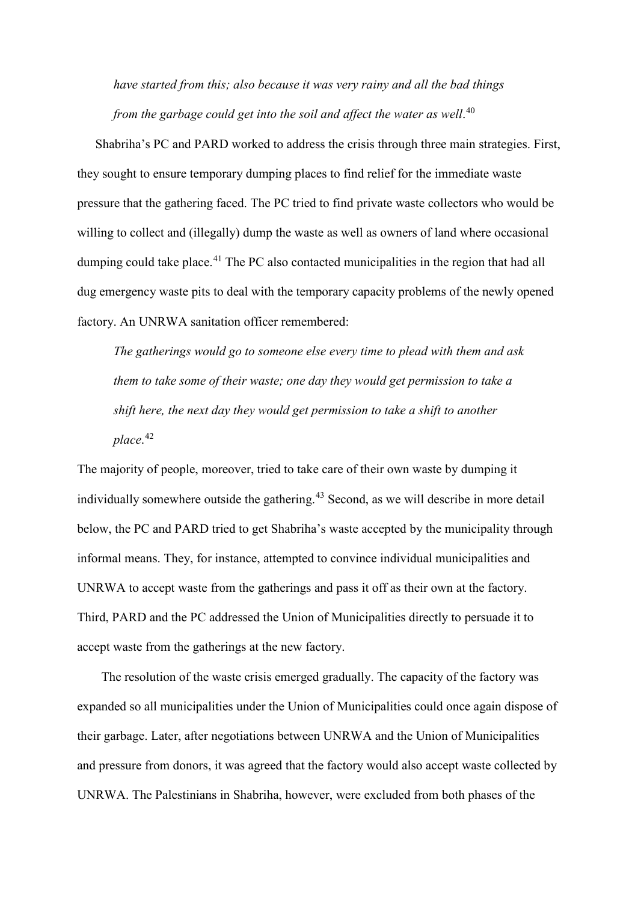*have started from this; also because it was very rainy and all the bad things from the garbage could get into the soil and affect the water as well*.[40]

Shabriha's PC and PARD worked to address the crisis through three main strategies. First, they sought to ensure temporary dumping places to find relief for the immediate waste pressure that the gathering faced. The PC tried to find private waste collectors who would be willing to collect and (illegally) dump the waste as well as owners of land where occasional dumping could take place.[41] The PC also contacted municipalities in the region that had all dug emergency waste pits to deal with the temporary capacity problems of the newly opened factory. An UNRWA sanitation officer remembered:

> *The gatherings would go to someone else every time to plead with them and ask them to take some of their waste; one day they would get permission to take a shift here, the next day they would get permission to take a shift to another place*.[42]

The majority of people, moreover, tried to take care of their own waste by dumping it individually somewhere outside the gathering.[43] Second, as we will describe in more detail below, the PC and PARD tried to get Shabriha's waste accepted by the municipality through informal means. They, for instance, attempted to convince individual municipalities and UNRWA to accept waste from the gatherings and pass it off as their own at the factory. Third, PARD and the PC addressed the Union of Municipalities directly to persuade it to accept waste from the gatherings at the new factory.

The resolution of the waste crisis emerged gradually. The capacity of the factory was expanded so all municipalities under the Union of Municipalities could once again dispose of their garbage. Later, after negotiations between UNRWA and the Union of Municipalities and pressure from donors, it was agreed that the factory would also accept waste collected by UNRWA. The Palestinians in Shabriha, however, were excluded from both phases of the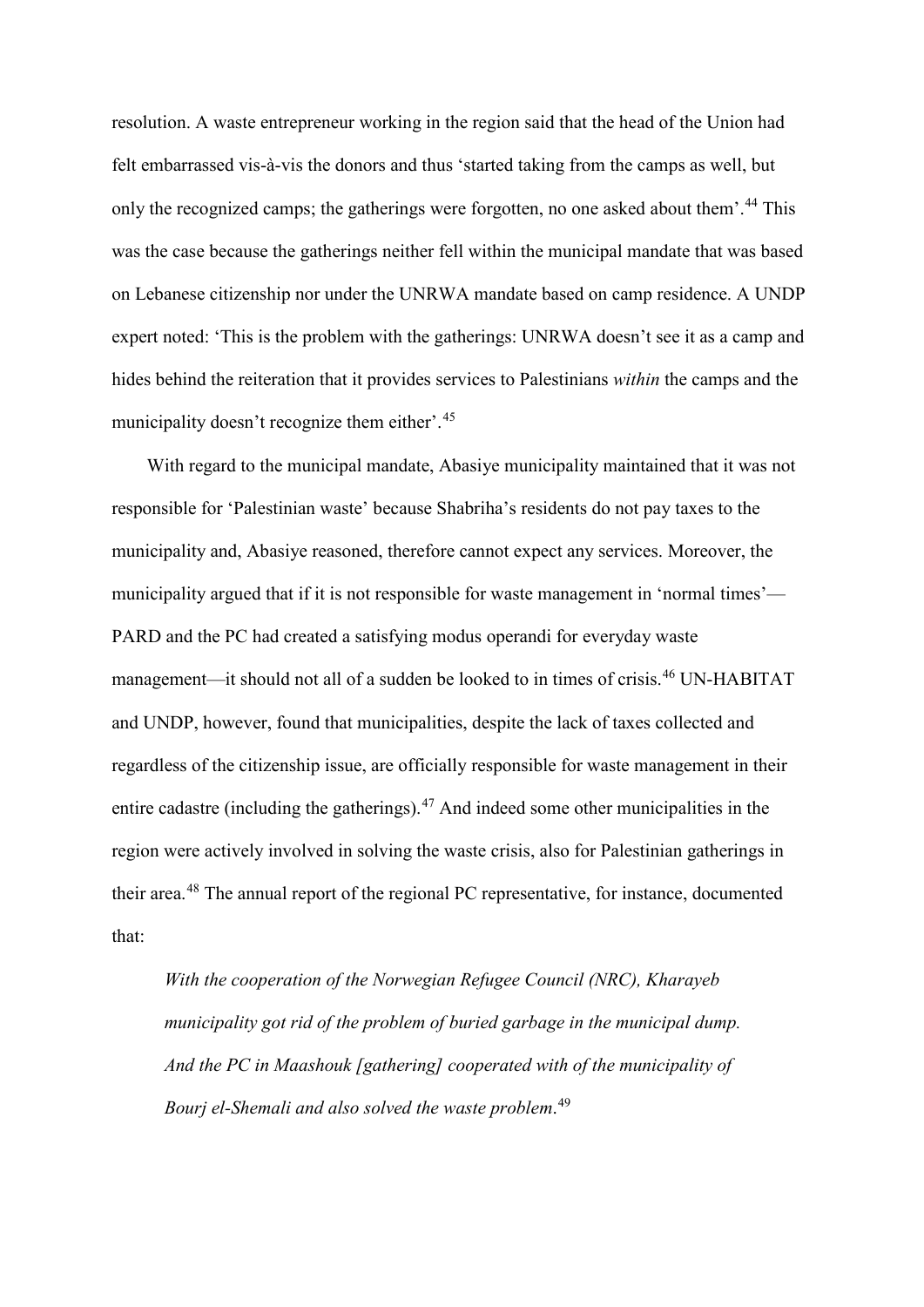resolution. A waste entrepreneur working in the region said that the head of the Union had felt embarrassed vis-à-vis the donors and thus 'started taking from the camps as well, but only the recognized camps; the gatherings were forgotten, no one asked about them'.[44] This was the case because the gatherings neither fell within the municipal mandate that was based on Lebanese citizenship nor under the UNRWA mandate based on camp residence. A UNDP expert noted: 'This is the problem with the gatherings: UNRWA doesn't see it as a camp and hides behind the reiteration that it provides services to Palestinians *within* the camps and the municipality doesn't recognize them either'.[45]

With regard to the municipal mandate, Abasiye municipality maintained that it was not responsible for 'Palestinian waste' because Shabriha's residents do not pay taxes to the municipality and, Abasiye reasoned, therefore cannot expect any services. Moreover, the municipality argued that if it is not responsible for waste management in 'normal times'—PARD and the PC had created a satisfying modus operandi for everyday waste management—it should not all of a sudden be looked to in times of crisis.[46] UN-HABITAT and UNDP, however, found that municipalities, despite the lack of taxes collected and regardless of the citizenship issue, are officially responsible for waste management in their entire cadastre (including the gatherings).[47] And indeed some other municipalities in the region were actively involved in solving the waste crisis, also for Palestinian gatherings in their area.[48] The annual report of the regional PC representative, for instance, documented that:

> *With the cooperation of the Norwegian Refugee Council (NRC), Kharayeb municipality got rid of the problem of buried garbage in the municipal dump. And the PC in Maashouk [gathering] cooperated with of the municipality of Bourj el-Shemali and also solved the waste problem*.[49]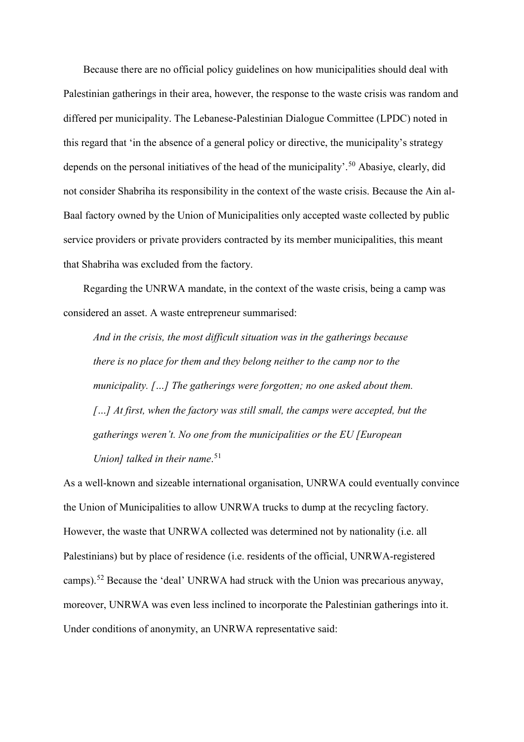Because there are no official policy guidelines on how municipalities should deal with Palestinian gatherings in their area, however, the response to the waste crisis was random and differed per municipality. The Lebanese-Palestinian Dialogue Committee (LPDC) noted in this regard that 'in the absence of a general policy or directive, the municipality's strategy depends on the personal initiatives of the head of the municipality'.[50] Abasiye, clearly, did not consider Shabriha its responsibility in the context of the waste crisis. Because the Ain al-Baal factory owned by the Union of Municipalities only accepted waste collected by public service providers or private providers contracted by its member municipalities, this meant that Shabriha was excluded from the factory.

Regarding the UNRWA mandate, in the context of the waste crisis, being a camp was considered an asset. A waste entrepreneur summarised:

> *And in the crisis, the most difficult situation was in the gatherings because there is no place for them and they belong neither to the camp nor to the municipality. […] The gatherings were forgotten; no one asked about them. […] At first, when the factory was still small, the camps were accepted, but the gatherings weren't. No one from the municipalities or the EU [European Union] talked in their name*.[51]

As a well-known and sizeable international organisation, UNRWA could eventually convince the Union of Municipalities to allow UNRWA trucks to dump at the recycling factory. However, the waste that UNRWA collected was determined not by nationality (i.e. all Palestinians) but by place of residence (i.e. residents of the official, UNRWA-registered camps).[52] Because the 'deal' UNRWA had struck with the Union was precarious anyway, moreover, UNRWA was even less inclined to incorporate the Palestinian gatherings into it. Under conditions of anonymity, an UNRWA representative said: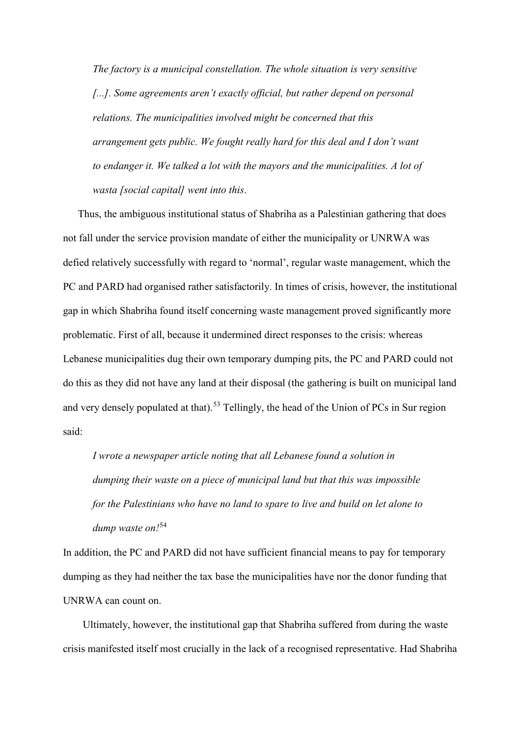*The factory is a municipal constellation. The whole situation is very sensitive [...]. Some agreements aren't exactly official, but rather depend on personal relations. The municipalities involved might be concerned that this arrangement gets public. We fought really hard for this deal and I don't want to endanger it. We talked a lot with the mayors and the municipalities. A lot of wasta [social capital] went into this*.

Thus, the ambiguous institutional status of Shabriha as a Palestinian gathering that does not fall under the service provision mandate of either the municipality or UNRWA was defied relatively successfully with regard to 'normal', regular waste management, which the PC and PARD had organised rather satisfactorily. In times of crisis, however, the institutional gap in which Shabriha found itself concerning waste management proved significantly more problematic. First of all, because it undermined direct responses to the crisis: whereas Lebanese municipalities dug their own temporary dumping pits, the PC and PARD could not do this as they did not have any land at their disposal (the gathering is built on municipal land and very densely populated at that).[53] Tellingly, the head of the Union of PCs in Sur region said:

*I wrote a newspaper article noting that all Lebanese found a solution in dumping their waste on a piece of municipal land but that this was impossible for the Palestinians who have no land to spare to live and build on let alone to dump waste on!*[54]

In addition, the PC and PARD did not have sufficient financial means to pay for temporary dumping as they had neither the tax base the municipalities have nor the donor funding that UNRWA can count on.

Ultimately, however, the institutional gap that Shabriha suffered from during the waste crisis manifested itself most crucially in the lack of a recognised representative. Had Shabriha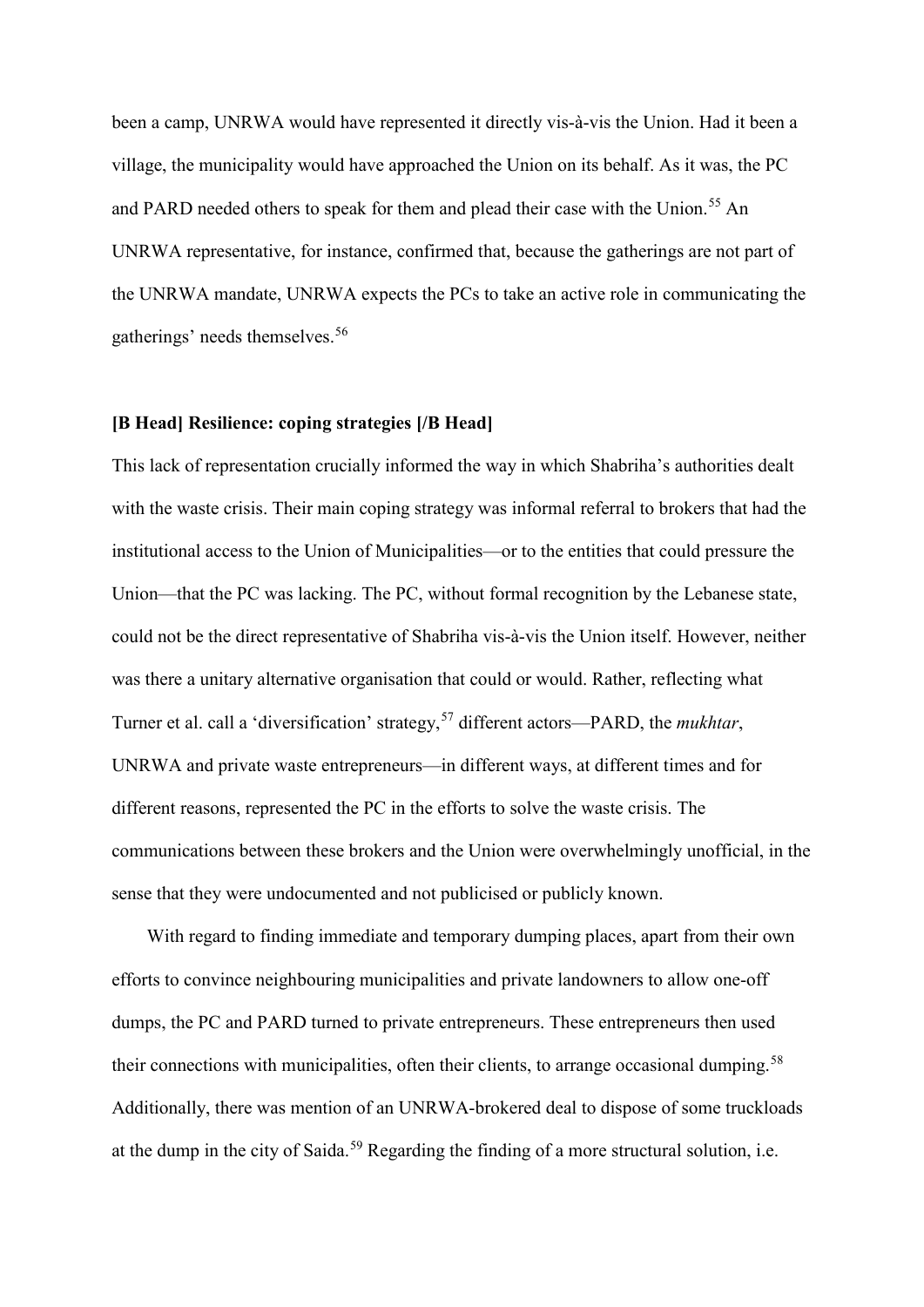been a camp, UNRWA would have represented it directly vis-à-vis the Union. Had it been a village, the municipality would have approached the Union on its behalf. As it was, the PC and PARD needed others to speak for them and plead their case with the Union.[55] An UNRWA representative, for instance, confirmed that, because the gatherings are not part of the UNRWA mandate, UNRWA expects the PCs to take an active role in communicating the gatherings' needs themselves.[56]

**[B Head] Resilience: coping strategies [/B Head]**

This lack of representation crucially informed the way in which Shabriha's authorities dealt with the waste crisis. Their main coping strategy was informal referral to brokers that had the institutional access to the Union of Municipalities—or to the entities that could pressure the Union—that the PC was lacking. The PC, without formal recognition by the Lebanese state, could not be the direct representative of Shabriha vis-à-vis the Union itself. However, neither was there a unitary alternative organisation that could or would. Rather, reflecting what Turner et al. call a 'diversification' strategy,[57] different actors—PARD, the *mukhtar*, UNRWA and private waste entrepreneurs—in different ways, at different times and for different reasons, represented the PC in the efforts to solve the waste crisis. The communications between these brokers and the Union were overwhelmingly unofficial, in the sense that they were undocumented and not publicised or publicly known.

With regard to finding immediate and temporary dumping places, apart from their own efforts to convince neighbouring municipalities and private landowners to allow one-off dumps, the PC and PARD turned to private entrepreneurs. These entrepreneurs then used their connections with municipalities, often their clients, to arrange occasional dumping.[58] Additionally, there was mention of an UNRWA-brokered deal to dispose of some truckloads at the dump in the city of Saida.[59] Regarding the finding of a more structural solution, i.e.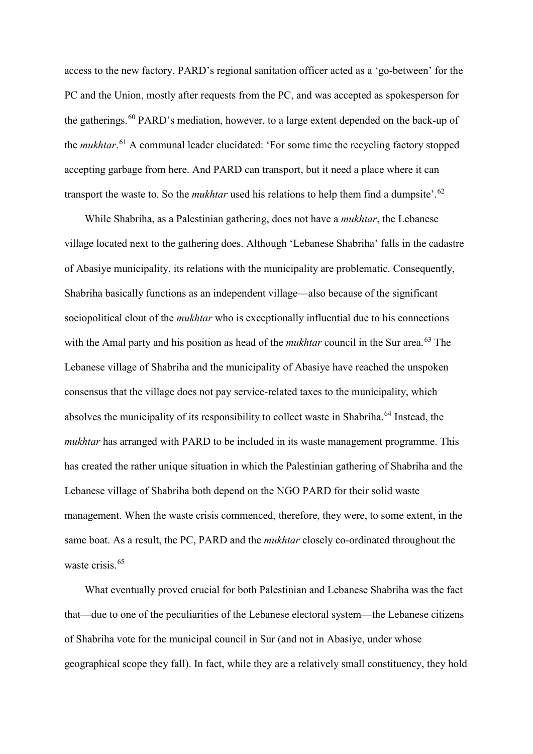access to the new factory, PARD's regional sanitation officer acted as a 'go-between' for the PC and the Union, mostly after requests from the PC, and was accepted as spokesperson for the gatherings.[60] PARD's mediation, however, to a large extent depended on the back-up of the *mukhtar*.[61] A communal leader elucidated: 'For some time the recycling factory stopped accepting garbage from here. And PARD can transport, but it need a place where it can transport the waste to. So the *mukhtar* used his relations to help them find a dumpsite'.[62]

While Shabriha, as a Palestinian gathering, does not have a *mukhtar*, the Lebanese village located next to the gathering does. Although 'Lebanese Shabriha' falls in the cadastre of Abasiye municipality, its relations with the municipality are problematic. Consequently, Shabriha basically functions as an independent village—also because of the significant sociopolitical clout of the *mukhtar* who is exceptionally influential due to his connections with the Amal party and his position as head of the *mukhtar* council in the Sur area.[63] The Lebanese village of Shabriha and the municipality of Abasiye have reached the unspoken consensus that the village does not pay service-related taxes to the municipality, which absolves the municipality of its responsibility to collect waste in Shabriha.[64] Instead, the *mukhtar* has arranged with PARD to be included in its waste management programme. This has created the rather unique situation in which the Palestinian gathering of Shabriha and the Lebanese village of Shabriha both depend on the NGO PARD for their solid waste management. When the waste crisis commenced, therefore, they were, to some extent, in the same boat. As a result, the PC, PARD and the *mukhtar* closely co-ordinated throughout the waste crisis.[65]

What eventually proved crucial for both Palestinian and Lebanese Shabriha was the fact that—due to one of the peculiarities of the Lebanese electoral system—the Lebanese citizens of Shabriha vote for the municipal council in Sur (and not in Abasiye, under whose geographical scope they fall). In fact, while they are a relatively small constituency, they hold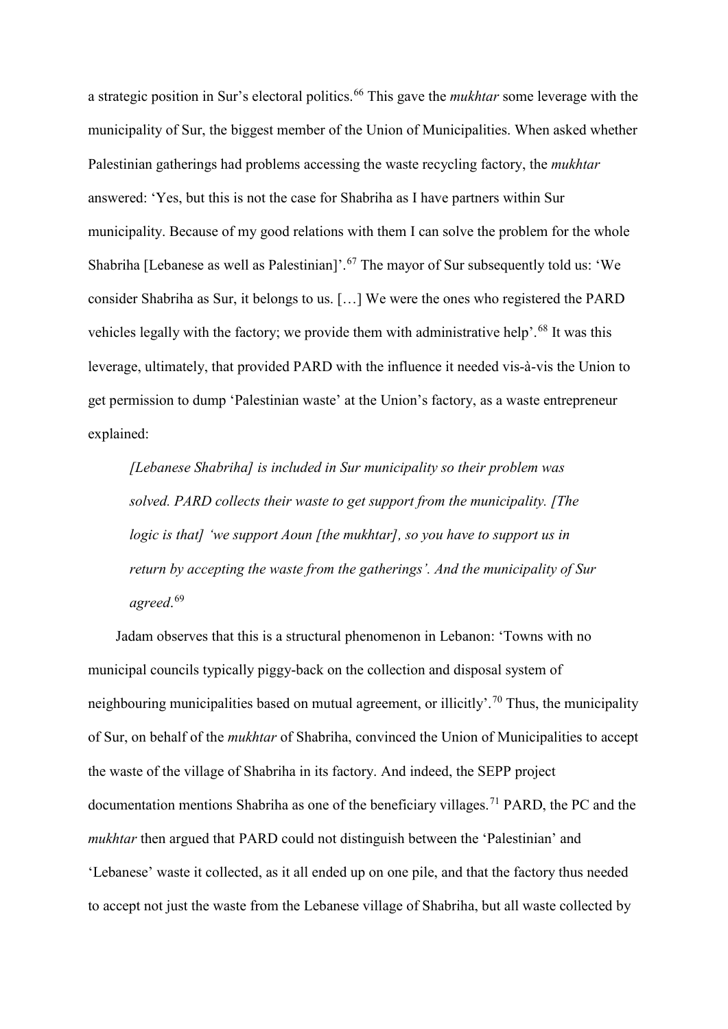a strategic position in Sur's electoral politics.[66] This gave the *mukhtar* some leverage with the municipality of Sur, the biggest member of the Union of Municipalities. When asked whether Palestinian gatherings had problems accessing the waste recycling factory, the *mukhtar* answered: 'Yes, but this is not the case for Shabriha as I have partners within Sur municipality. Because of my good relations with them I can solve the problem for the whole Shabriha [Lebanese as well as Palestinian]'.[67] The mayor of Sur subsequently told us: 'We consider Shabriha as Sur, it belongs to us. […] We were the ones who registered the PARD vehicles legally with the factory; we provide them with administrative help'.[68] It was this leverage, ultimately, that provided PARD with the influence it needed vis-à-vis the Union to get permission to dump 'Palestinian waste' at the Union's factory, as a waste entrepreneur explained:

> *[Lebanese Shabriha] is included in Sur municipality so their problem was solved. PARD collects their waste to get support from the municipality. [The logic is that] 'we support Aoun [the mukhtar], so you have to support us in return by accepting the waste from the gatherings'. And the municipality of Sur agreed.*[69]

Jadam observes that this is a structural phenomenon in Lebanon: 'Towns with no municipal councils typically piggy-back on the collection and disposal system of neighbouring municipalities based on mutual agreement, or illicitly'.[70] Thus, the municipality of Sur, on behalf of the *mukhtar* of Shabriha, convinced the Union of Municipalities to accept the waste of the village of Shabriha in its factory. And indeed, the SEPP project documentation mentions Shabriha as one of the beneficiary villages.[71] PARD, the PC and the *mukhtar* then argued that PARD could not distinguish between the 'Palestinian' and 'Lebanese' waste it collected, as it all ended up on one pile, and that the factory thus needed to accept not just the waste from the Lebanese village of Shabriha, but all waste collected by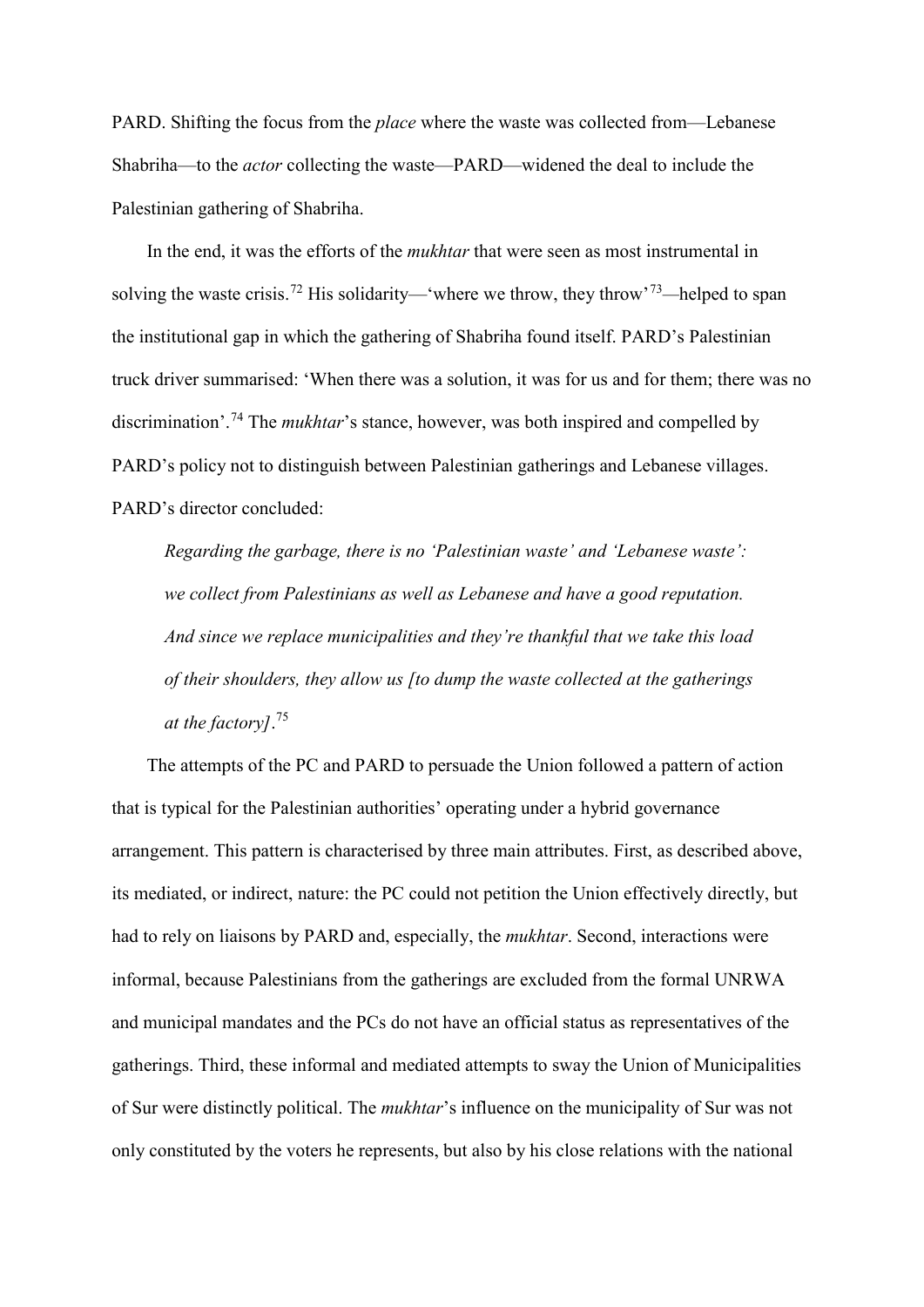PARD. Shifting the focus from the *place* where the waste was collected from—Lebanese Shabriha—to the *actor* collecting the waste—PARD—widened the deal to include the Palestinian gathering of Shabriha.

In the end, it was the efforts of the *mukhtar* that were seen as most instrumental in solving the waste crisis.[72] His solidarity—'where we throw, they throw'[73]—helped to span the institutional gap in which the gathering of Shabriha found itself. PARD's Palestinian truck driver summarised: 'When there was a solution, it was for us and for them; there was no discrimination'.[74] The *mukhtar*'s stance, however, was both inspired and compelled by PARD's policy not to distinguish between Palestinian gatherings and Lebanese villages. PARD's director concluded:

> *Regarding the garbage, there is no 'Palestinian waste' and 'Lebanese waste': we collect from Palestinians as well as Lebanese and have a good reputation. And since we replace municipalities and they're thankful that we take this load of their shoulders, they allow us [to dump the waste collected at the gatherings at the factory]*.[75]

The attempts of the PC and PARD to persuade the Union followed a pattern of action that is typical for the Palestinian authorities' operating under a hybrid governance arrangement. This pattern is characterised by three main attributes. First, as described above, its mediated, or indirect, nature: the PC could not petition the Union effectively directly, but had to rely on liaisons by PARD and, especially, the *mukhtar*. Second, interactions were informal, because Palestinians from the gatherings are excluded from the formal UNRWA and municipal mandates and the PCs do not have an official status as representatives of the gatherings. Third, these informal and mediated attempts to sway the Union of Municipalities of Sur were distinctly political. The *mukhtar*'s influence on the municipality of Sur was not only constituted by the voters he represents, but also by his close relations with the national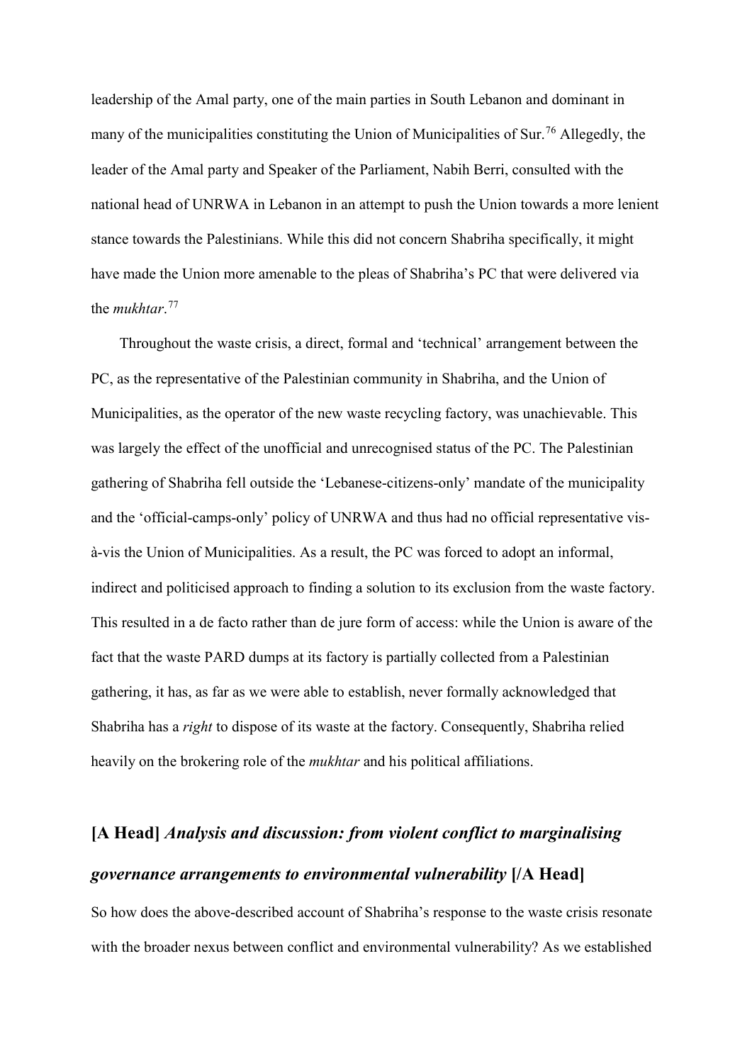leadership of the Amal party, one of the main parties in South Lebanon and dominant in many of the municipalities constituting the Union of Municipalities of Sur.[76] Allegedly, the leader of the Amal party and Speaker of the Parliament, Nabih Berri, consulted with the national head of UNRWA in Lebanon in an attempt to push the Union towards a more lenient stance towards the Palestinians. While this did not concern Shabriha specifically, it might have made the Union more amenable to the pleas of Shabriha's PC that were delivered via the *mukhtar*.[77]

Throughout the waste crisis, a direct, formal and 'technical' arrangement between the PC, as the representative of the Palestinian community in Shabriha, and the Union of Municipalities, as the operator of the new waste recycling factory, was unachievable. This was largely the effect of the unofficial and unrecognised status of the PC. The Palestinian gathering of Shabriha fell outside the 'Lebanese-citizens-only' mandate of the municipality and the 'official-camps-only' policy of UNRWA and thus had no official representative vis-à-vis the Union of Municipalities. As a result, the PC was forced to adopt an informal, indirect and politicised approach to finding a solution to its exclusion from the waste factory. This resulted in a de facto rather than de jure form of access: while the Union is aware of the fact that the waste PARD dumps at its factory is partially collected from a Palestinian gathering, it has, as far as we were able to establish, never formally acknowledged that Shabriha has a *right* to dispose of its waste at the factory. Consequently, Shabriha relied heavily on the brokering role of the *mukhtar* and his political affiliations.

## [A Head] *Analysis and discussion: from violent conflict to marginalising governance arrangements to environmental vulnerability* [/A Head]

So how does the above-described account of Shabriha's response to the waste crisis resonate with the broader nexus between conflict and environmental vulnerability? As we established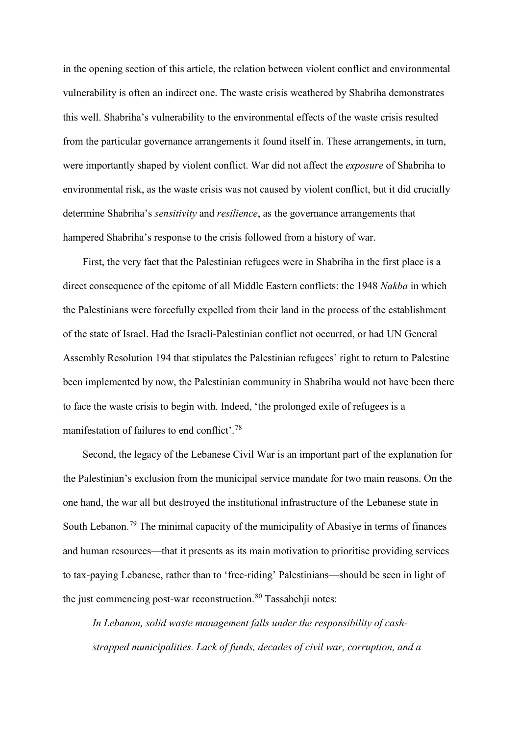in the opening section of this article, the relation between violent conflict and environmental vulnerability is often an indirect one. The waste crisis weathered by Shabriha demonstrates this well. Shabriha's vulnerability to the environmental effects of the waste crisis resulted from the particular governance arrangements it found itself in. These arrangements, in turn, were importantly shaped by violent conflict. War did not affect the *exposure* of Shabriha to environmental risk, as the waste crisis was not caused by violent conflict, but it did crucially determine Shabriha's *sensitivity* and *resilience*, as the governance arrangements that hampered Shabriha's response to the crisis followed from a history of war.

First, the very fact that the Palestinian refugees were in Shabriha in the first place is a direct consequence of the epitome of all Middle Eastern conflicts: the 1948 *Nakba* in which the Palestinians were forcefully expelled from their land in the process of the establishment of the state of Israel. Had the Israeli-Palestinian conflict not occurred, or had UN General Assembly Resolution 194 that stipulates the Palestinian refugees' right to return to Palestine been implemented by now, the Palestinian community in Shabriha would not have been there to face the waste crisis to begin with. Indeed, 'the prolonged exile of refugees is a manifestation of failures to end conflict'.[78]

Second, the legacy of the Lebanese Civil War is an important part of the explanation for the Palestinian's exclusion from the municipal service mandate for two main reasons. On the one hand, the war all but destroyed the institutional infrastructure of the Lebanese state in South Lebanon.[79] The minimal capacity of the municipality of Abasiye in terms of finances and human resources—that it presents as its main motivation to prioritise providing services to tax-paying Lebanese, rather than to 'free-riding' Palestinians—should be seen in light of the just commencing post-war reconstruction.[80] Tassabehji notes:

> *In Lebanon, solid waste management falls under the responsibility of cash-strapped municipalities. Lack of funds, decades of civil war, corruption, and a*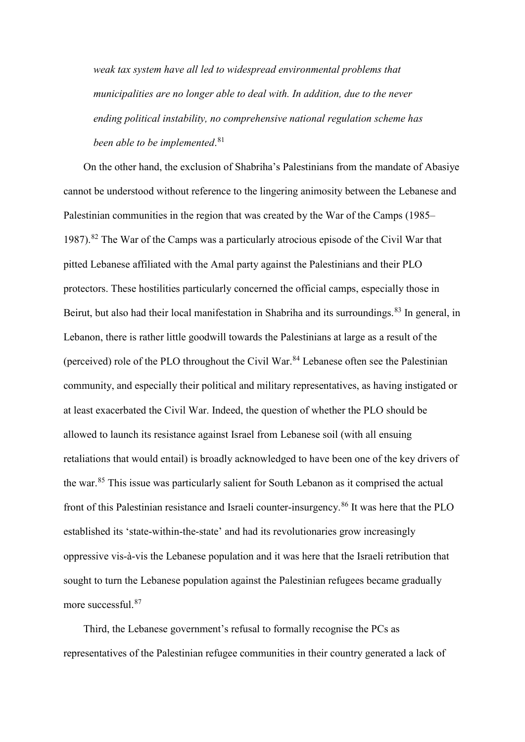*weak tax system have all led to widespread environmental problems that municipalities are no longer able to deal with. In addition, due to the never ending political instability, no comprehensive national regulation scheme has been able to be implemented*.[81]

On the other hand, the exclusion of Shabriha's Palestinians from the mandate of Abasiye cannot be understood without reference to the lingering animosity between the Lebanese and Palestinian communities in the region that was created by the War of the Camps (1985–1987).[82] The War of the Camps was a particularly atrocious episode of the Civil War that pitted Lebanese affiliated with the Amal party against the Palestinians and their PLO protectors. These hostilities particularly concerned the official camps, especially those in Beirut, but also had their local manifestation in Shabriha and its surroundings.[83] In general, in Lebanon, there is rather little goodwill towards the Palestinians at large as a result of the (perceived) role of the PLO throughout the Civil War.[84] Lebanese often see the Palestinian community, and especially their political and military representatives, as having instigated or at least exacerbated the Civil War. Indeed, the question of whether the PLO should be allowed to launch its resistance against Israel from Lebanese soil (with all ensuing retaliations that would entail) is broadly acknowledged to have been one of the key drivers of the war.[85] This issue was particularly salient for South Lebanon as it comprised the actual front of this Palestinian resistance and Israeli counter-insurgency.[86] It was here that the PLO established its 'state-within-the-state' and had its revolutionaries grow increasingly oppressive vis-à-vis the Lebanese population and it was here that the Israeli retribution that sought to turn the Lebanese population against the Palestinian refugees became gradually more successful.[87]

Third, the Lebanese government's refusal to formally recognise the PCs as representatives of the Palestinian refugee communities in their country generated a lack of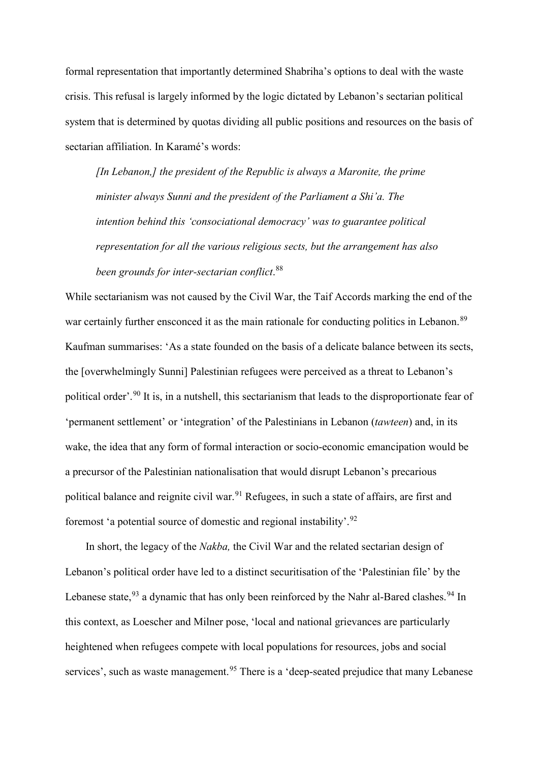formal representation that importantly determined Shabriha's options to deal with the waste crisis. This refusal is largely informed by the logic dictated by Lebanon's sectarian political system that is determined by quotas dividing all public positions and resources on the basis of sectarian affiliation. In Karamé's words:

> *[In Lebanon,] the president of the Republic is always a Maronite, the prime minister always Sunni and the president of the Parliament a Shi'a. The intention behind this 'consociational democracy' was to guarantee political representation for all the various religious sects, but the arrangement has also been grounds for inter-sectarian conflict*.[88]

While sectarianism was not caused by the Civil War, the Taif Accords marking the end of the war certainly further ensconced it as the main rationale for conducting politics in Lebanon.[89] Kaufman summarises: 'As a state founded on the basis of a delicate balance between its sects, the [overwhelmingly Sunni] Palestinian refugees were perceived as a threat to Lebanon's political order'.[90] It is, in a nutshell, this sectarianism that leads to the disproportionate fear of 'permanent settlement' or 'integration' of the Palestinians in Lebanon (*tawteen*) and, in its wake, the idea that any form of formal interaction or socio-economic emancipation would be a precursor of the Palestinian nationalisation that would disrupt Lebanon's precarious political balance and reignite civil war.[91] Refugees, in such a state of affairs, are first and foremost 'a potential source of domestic and regional instability'.[92]

In short, the legacy of the *Nakba,* the Civil War and the related sectarian design of Lebanon's political order have led to a distinct securitisation of the 'Palestinian file' by the Lebanese state,[93] a dynamic that has only been reinforced by the Nahr al-Bared clashes.[94] In this context, as Loescher and Milner pose, 'local and national grievances are particularly heightened when refugees compete with local populations for resources, jobs and social services', such as waste management.[95] There is a 'deep-seated prejudice that many Lebanese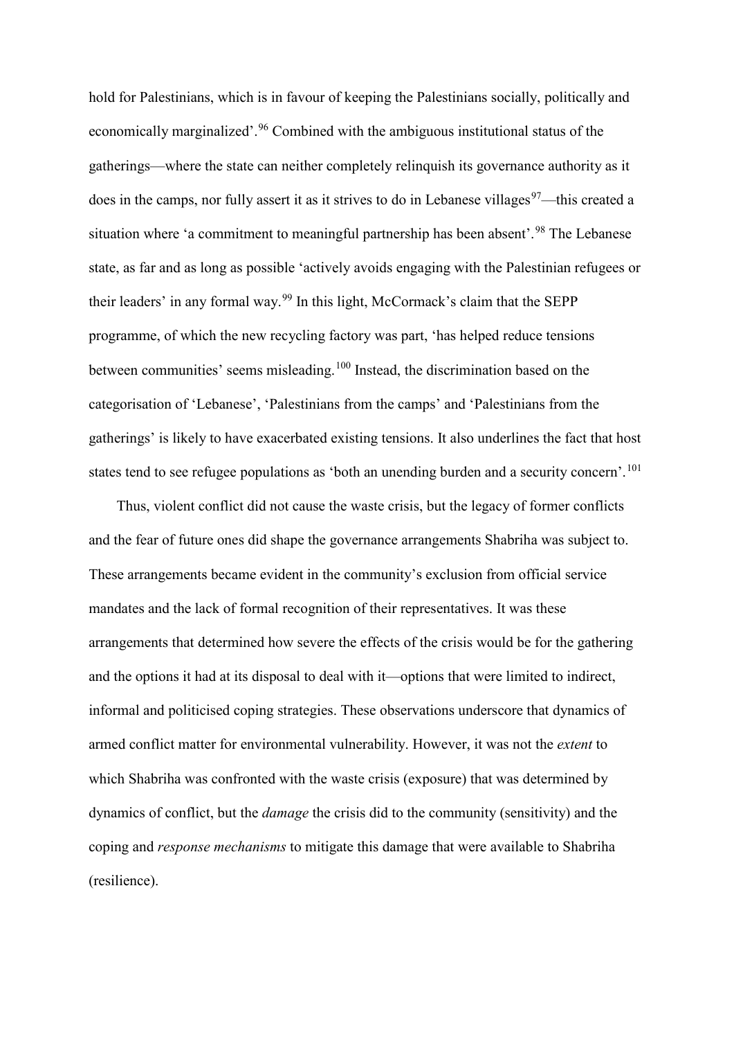hold for Palestinians, which is in favour of keeping the Palestinians socially, politically and economically marginalized'.[96] Combined with the ambiguous institutional status of the gatherings—where the state can neither completely relinquish its governance authority as it does in the camps, nor fully assert it as it strives to do in Lebanese villages[97]—this created a situation where 'a commitment to meaningful partnership has been absent'.[98] The Lebanese state, as far and as long as possible 'actively avoids engaging with the Palestinian refugees or their leaders' in any formal way.[99] In this light, McCormack's claim that the SEPP programme, of which the new recycling factory was part, 'has helped reduce tensions between communities' seems misleading.[100] Instead, the discrimination based on the categorisation of 'Lebanese', 'Palestinians from the camps' and 'Palestinians from the gatherings' is likely to have exacerbated existing tensions. It also underlines the fact that host states tend to see refugee populations as 'both an unending burden and a security concern'.[101]

Thus, violent conflict did not cause the waste crisis, but the legacy of former conflicts and the fear of future ones did shape the governance arrangements Shabriha was subject to. These arrangements became evident in the community's exclusion from official service mandates and the lack of formal recognition of their representatives. It was these arrangements that determined how severe the effects of the crisis would be for the gathering and the options it had at its disposal to deal with it—options that were limited to indirect, informal and politicised coping strategies. These observations underscore that dynamics of armed conflict matter for environmental vulnerability. However, it was not the *extent* to which Shabriha was confronted with the waste crisis (exposure) that was determined by dynamics of conflict, but the *damage* the crisis did to the community (sensitivity) and the coping and *response mechanisms* to mitigate this damage that were available to Shabriha (resilience).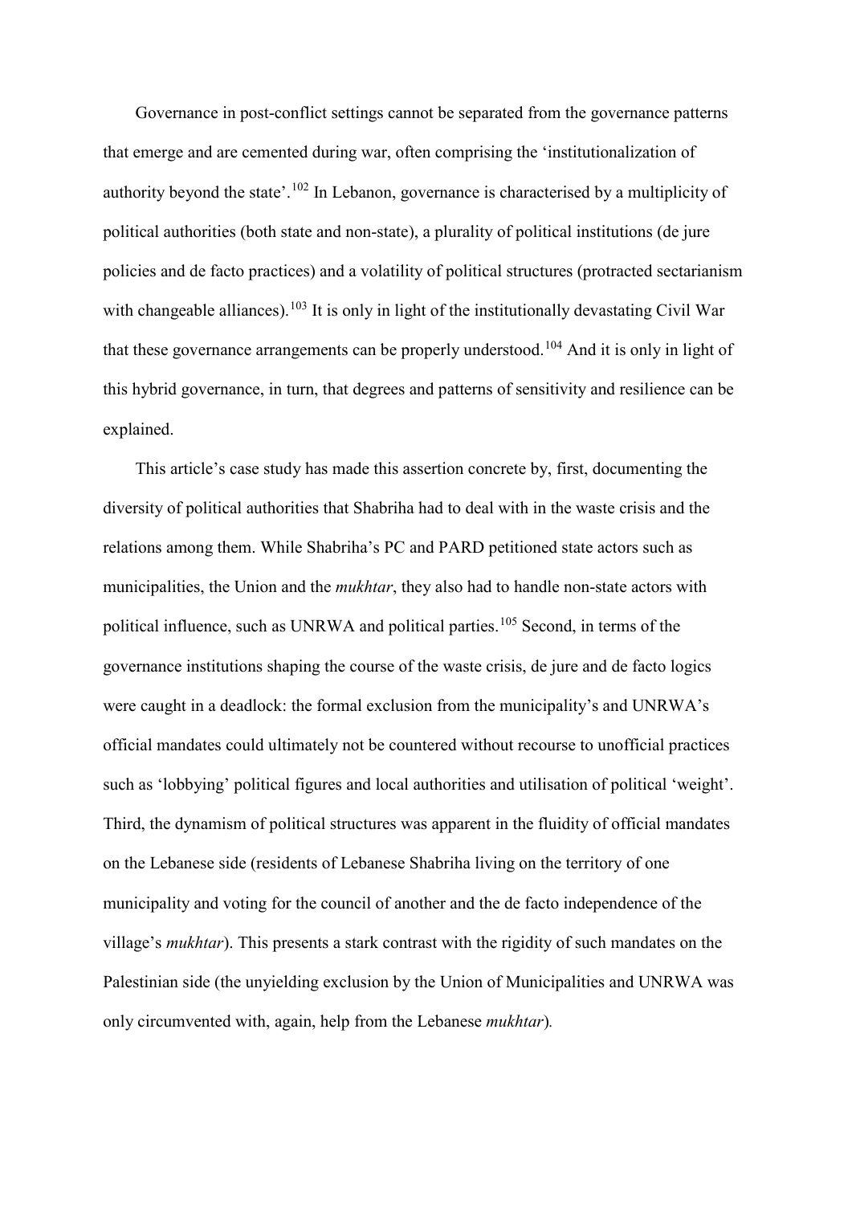Governance in post-conflict settings cannot be separated from the governance patterns that emerge and are cemented during war, often comprising the 'institutionalization of authority beyond the state'.[102] In Lebanon, governance is characterised by a multiplicity of political authorities (both state and non-state), a plurality of political institutions (de jure policies and de facto practices) and a volatility of political structures (protracted sectarianism with changeable alliances).[103] It is only in light of the institutionally devastating Civil War that these governance arrangements can be properly understood.[104] And it is only in light of this hybrid governance, in turn, that degrees and patterns of sensitivity and resilience can be explained.

This article's case study has made this assertion concrete by, first, documenting the diversity of political authorities that Shabriha had to deal with in the waste crisis and the relations among them. While Shabriha's PC and PARD petitioned state actors such as municipalities, the Union and the *mukhtar*, they also had to handle non-state actors with political influence, such as UNRWA and political parties.[105] Second, in terms of the governance institutions shaping the course of the waste crisis, de jure and de facto logics were caught in a deadlock: the formal exclusion from the municipality's and UNRWA's official mandates could ultimately not be countered without recourse to unofficial practices such as 'lobbying' political figures and local authorities and utilisation of political 'weight'. Third, the dynamism of political structures was apparent in the fluidity of official mandates on the Lebanese side (residents of Lebanese Shabriha living on the territory of one municipality and voting for the council of another and the de facto independence of the village's *mukhtar*). This presents a stark contrast with the rigidity of such mandates on the Palestinian side (the unyielding exclusion by the Union of Municipalities and UNRWA was only circumvented with, again, help from the Lebanese *mukhtar*).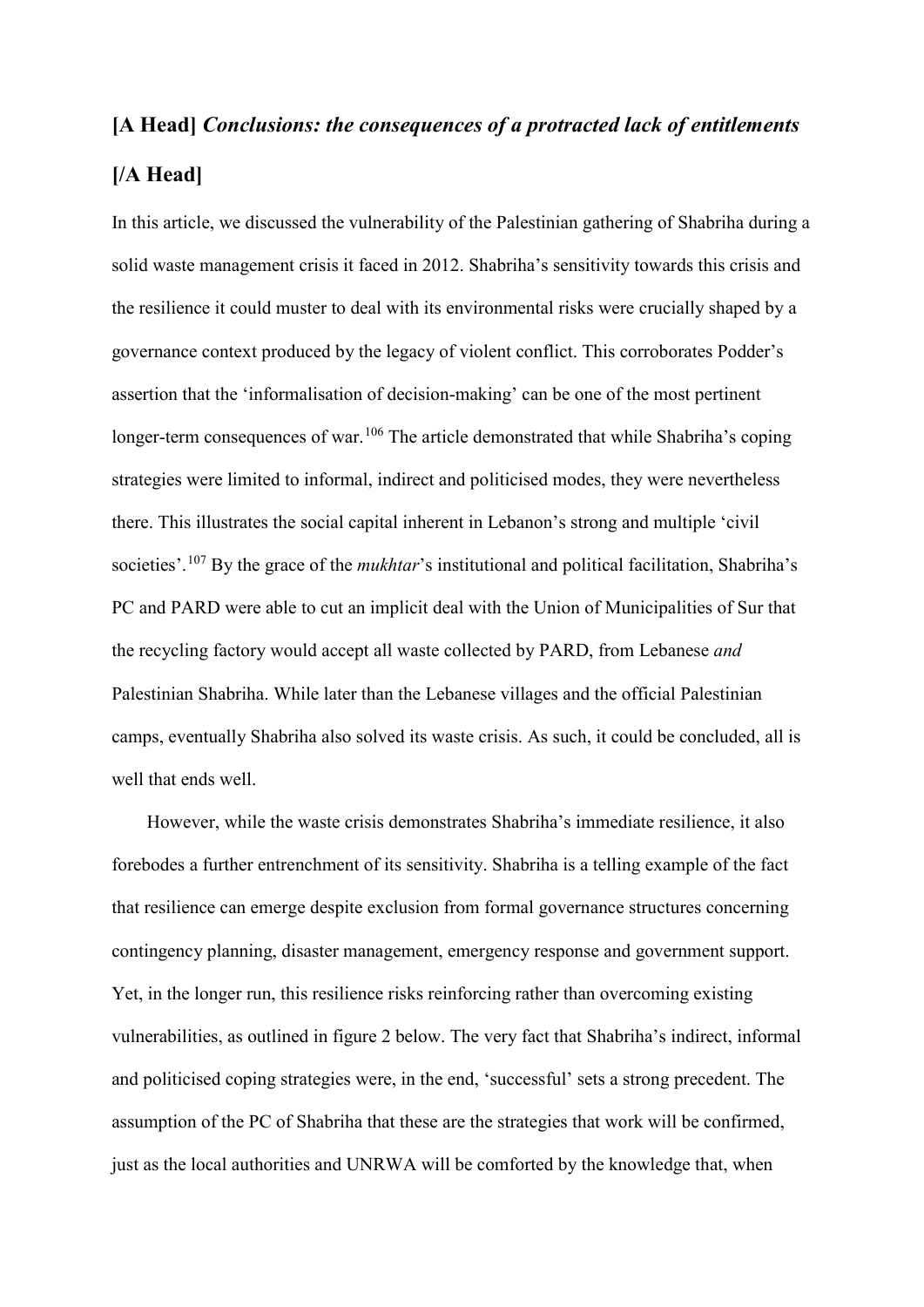## [A Head] *Conclusions: the consequences of a protracted lack of entitlements* [/A Head]

In this article, we discussed the vulnerability of the Palestinian gathering of Shabriha during a solid waste management crisis it faced in 2012. Shabriha's sensitivity towards this crisis and the resilience it could muster to deal with its environmental risks were crucially shaped by a governance context produced by the legacy of violent conflict. This corroborates Podder's assertion that the 'informalisation of decision-making' can be one of the most pertinent longer-term consequences of war.[106] The article demonstrated that while Shabriha's coping strategies were limited to informal, indirect and politicised modes, they were nevertheless there. This illustrates the social capital inherent in Lebanon's strong and multiple 'civil societies'.[107] By the grace of the *mukhtar*'s institutional and political facilitation, Shabriha's PC and PARD were able to cut an implicit deal with the Union of Municipalities of Sur that the recycling factory would accept all waste collected by PARD, from Lebanese *and* Palestinian Shabriha. While later than the Lebanese villages and the official Palestinian camps, eventually Shabriha also solved its waste crisis. As such, it could be concluded, all is well that ends well.

However, while the waste crisis demonstrates Shabriha's immediate resilience, it also forebodes a further entrenchment of its sensitivity. Shabriha is a telling example of the fact that resilience can emerge despite exclusion from formal governance structures concerning contingency planning, disaster management, emergency response and government support. Yet, in the longer run, this resilience risks reinforcing rather than overcoming existing vulnerabilities, as outlined in figure 2 below. The very fact that Shabriha's indirect, informal and politicised coping strategies were, in the end, 'successful' sets a strong precedent. The assumption of the PC of Shabriha that these are the strategies that work will be confirmed, just as the local authorities and UNRWA will be comforted by the knowledge that, when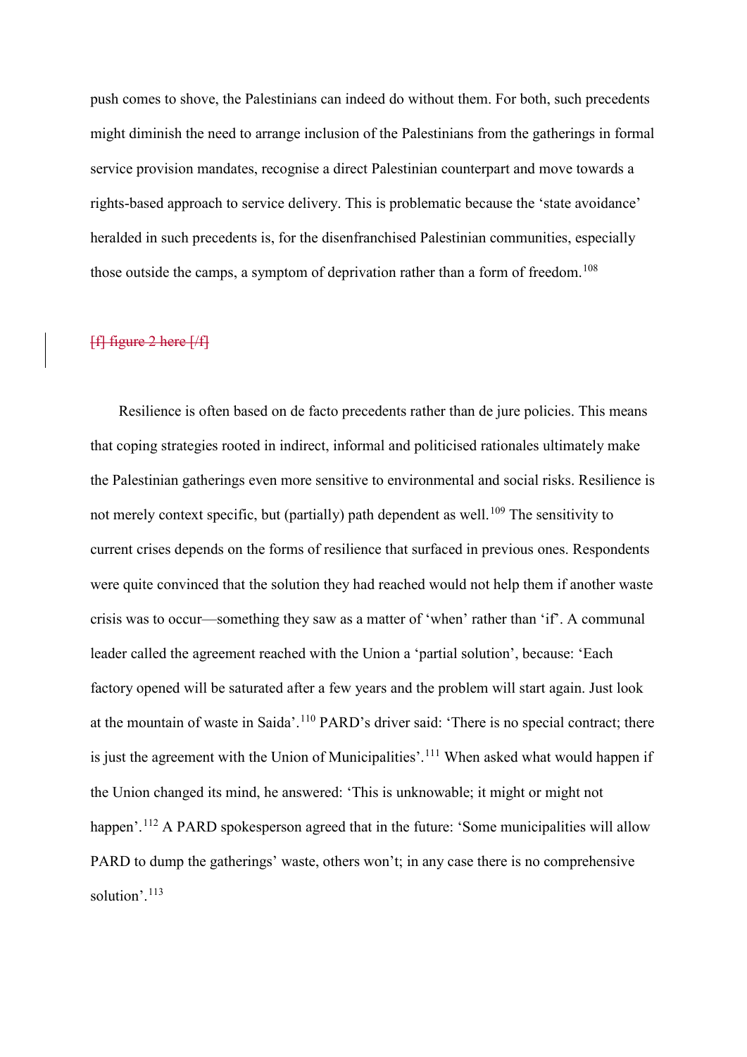push comes to shove, the Palestinians can indeed do without them. For both, such precedents might diminish the need to arrange inclusion of the Palestinians from the gatherings in formal service provision mandates, recognise a direct Palestinian counterpart and move towards a rights-based approach to service delivery. This is problematic because the 'state avoidance' heralded in such precedents is, for the disenfranchised Palestinian communities, especially those outside the camps, a symptom of deprivation rather than a form of freedom.[108]

~~[f] figure 2 here [/f]~~

Resilience is often based on de facto precedents rather than de jure policies. This means that coping strategies rooted in indirect, informal and politicised rationales ultimately make the Palestinian gatherings even more sensitive to environmental and social risks. Resilience is not merely context specific, but (partially) path dependent as well.[109] The sensitivity to current crises depends on the forms of resilience that surfaced in previous ones. Respondents were quite convinced that the solution they had reached would not help them if another waste crisis was to occur—something they saw as a matter of 'when' rather than 'if'. A communal leader called the agreement reached with the Union a 'partial solution', because: 'Each factory opened will be saturated after a few years and the problem will start again. Just look at the mountain of waste in Saida'.[110] PARD's driver said: 'There is no special contract; there is just the agreement with the Union of Municipalities'.[111] When asked what would happen if the Union changed its mind, he answered: 'This is unknowable; it might or might not happen'.[112] A PARD spokesperson agreed that in the future: 'Some municipalities will allow PARD to dump the gatherings' waste, others won't; in any case there is no comprehensive solution'.[113]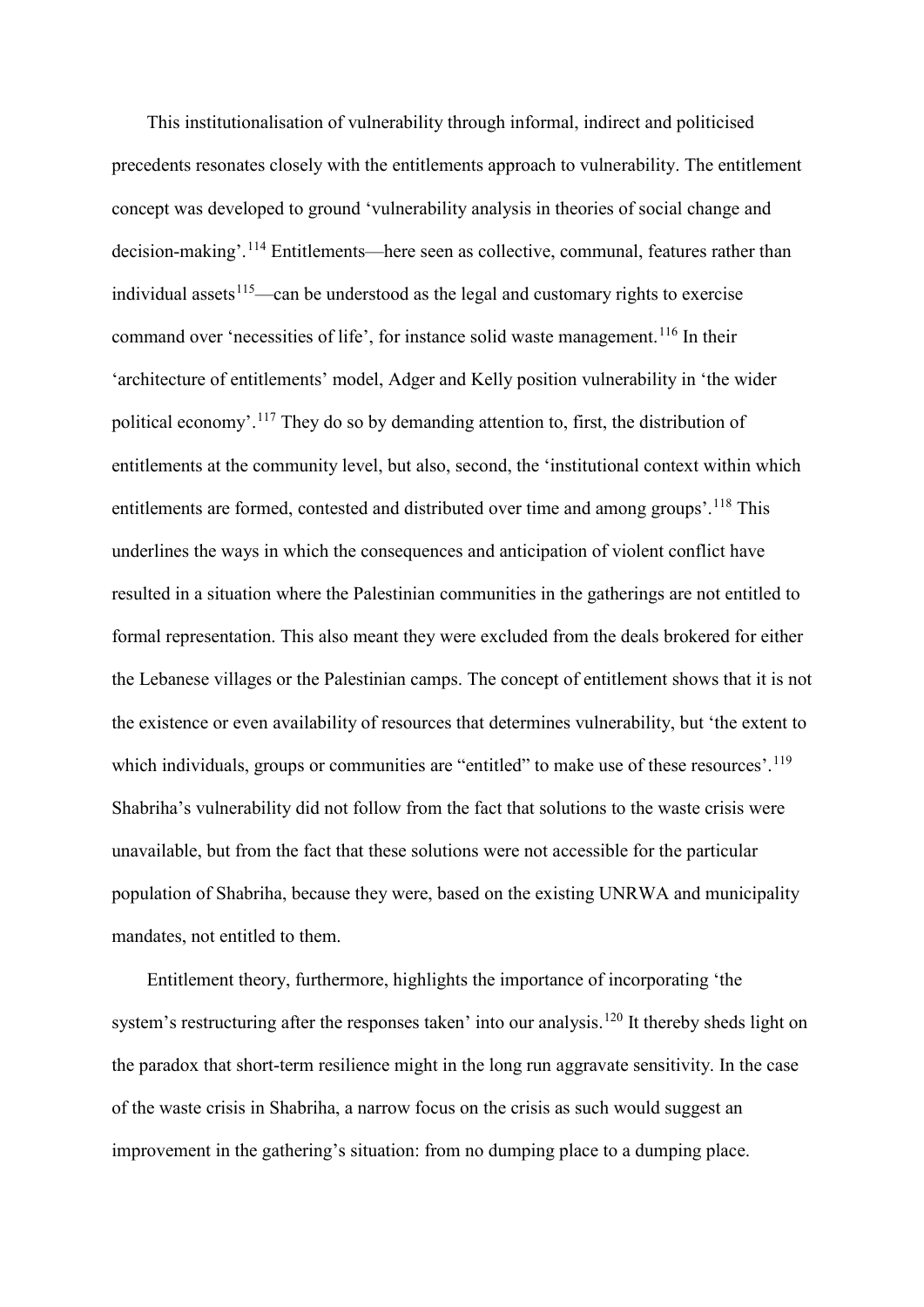This institutionalisation of vulnerability through informal, indirect and politicised precedents resonates closely with the entitlements approach to vulnerability. The entitlement concept was developed to ground 'vulnerability analysis in theories of social change and decision-making'.[114] Entitlements—here seen as collective, communal, features rather than individual assets[115]—can be understood as the legal and customary rights to exercise command over 'necessities of life', for instance solid waste management.[116] In their 'architecture of entitlements' model, Adger and Kelly position vulnerability in 'the wider political economy'.[117] They do so by demanding attention to, first, the distribution of entitlements at the community level, but also, second, the 'institutional context within which entitlements are formed, contested and distributed over time and among groups'.[118] This underlines the ways in which the consequences and anticipation of violent conflict have resulted in a situation where the Palestinian communities in the gatherings are not entitled to formal representation. This also meant they were excluded from the deals brokered for either the Lebanese villages or the Palestinian camps. The concept of entitlement shows that it is not the existence or even availability of resources that determines vulnerability, but 'the extent to which individuals, groups or communities are "entitled" to make use of these resources'.[119] Shabriha's vulnerability did not follow from the fact that solutions to the waste crisis were unavailable, but from the fact that these solutions were not accessible for the particular population of Shabriha, because they were, based on the existing UNRWA and municipality mandates, not entitled to them.

Entitlement theory, furthermore, highlights the importance of incorporating 'the system's restructuring after the responses taken' into our analysis.[120] It thereby sheds light on the paradox that short-term resilience might in the long run aggravate sensitivity. In the case of the waste crisis in Shabriha, a narrow focus on the crisis as such would suggest an improvement in the gathering's situation: from no dumping place to a dumping place.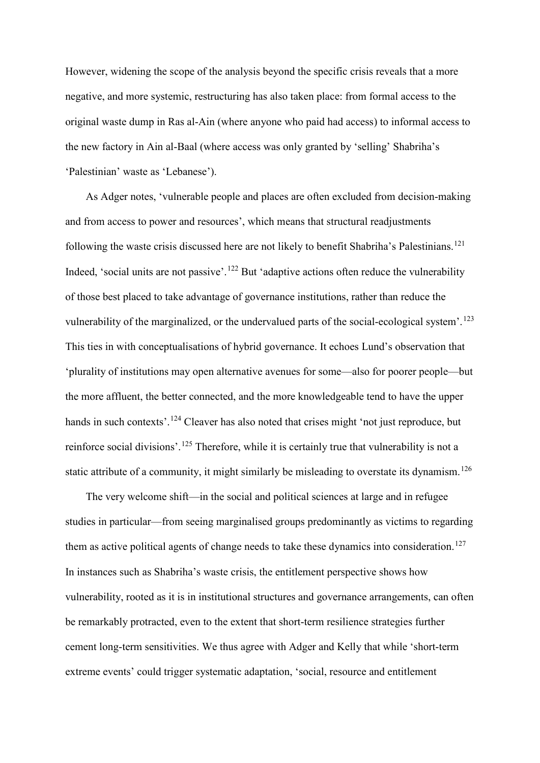However, widening the scope of the analysis beyond the specific crisis reveals that a more negative, and more systemic, restructuring has also taken place: from formal access to the original waste dump in Ras al-Ain (where anyone who paid had access) to informal access to the new factory in Ain al-Baal (where access was only granted by 'selling' Shabriha's 'Palestinian' waste as 'Lebanese').

As Adger notes, 'vulnerable people and places are often excluded from decision-making and from access to power and resources', which means that structural readjustments following the waste crisis discussed here are not likely to benefit Shabriha's Palestinians.[121] Indeed, 'social units are not passive'.[122] But 'adaptive actions often reduce the vulnerability of those best placed to take advantage of governance institutions, rather than reduce the vulnerability of the marginalized, or the undervalued parts of the social-ecological system'.[123] This ties in with conceptualisations of hybrid governance. It echoes Lund's observation that 'plurality of institutions may open alternative avenues for some—also for poorer people—but the more affluent, the better connected, and the more knowledgeable tend to have the upper hands in such contexts'.[124] Cleaver has also noted that crises might 'not just reproduce, but reinforce social divisions'.[125] Therefore, while it is certainly true that vulnerability is not a static attribute of a community, it might similarly be misleading to overstate its dynamism.[126]

The very welcome shift—in the social and political sciences at large and in refugee studies in particular—from seeing marginalised groups predominantly as victims to regarding them as active political agents of change needs to take these dynamics into consideration.[127] In instances such as Shabriha's waste crisis, the entitlement perspective shows how vulnerability, rooted as it is in institutional structures and governance arrangements, can often be remarkably protracted, even to the extent that short-term resilience strategies further cement long-term sensitivities. We thus agree with Adger and Kelly that while 'short-term extreme events' could trigger systematic adaptation, 'social, resource and entitlement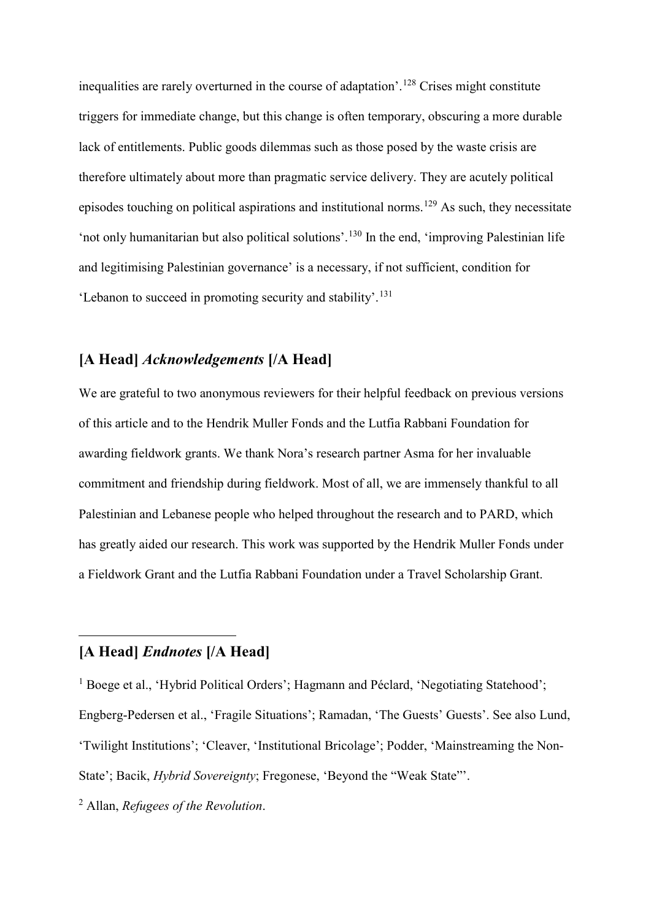inequalities are rarely overturned in the course of adaptation'.[128] Crises might constitute triggers for immediate change, but this change is often temporary, obscuring a more durable lack of entitlements. Public goods dilemmas such as those posed by the waste crisis are therefore ultimately about more than pragmatic service delivery. They are acutely political episodes touching on political aspirations and institutional norms.[129] As such, they necessitate 'not only humanitarian but also political solutions'.[130] In the end, 'improving Palestinian life and legitimising Palestinian governance' is a necessary, if not sufficient, condition for 'Lebanon to succeed in promoting security and stability'.[131]

## [A Head] *Acknowledgements* [/A Head]

We are grateful to two anonymous reviewers for their helpful feedback on previous versions of this article and to the Hendrik Muller Fonds and the Lutfia Rabbani Foundation for awarding fieldwork grants. We thank Nora's research partner Asma for her invaluable commitment and friendship during fieldwork. Most of all, we are immensely thankful to all Palestinian and Lebanese people who helped throughout the research and to PARD, which has greatly aided our research. This work was supported by the Hendrik Muller Fonds under a Fieldwork Grant and the Lutfia Rabbani Foundation under a Travel Scholarship Grant.

## [A Head] *Endnotes* [/A Head]

[1] Boege et al., 'Hybrid Political Orders'; Hagmann and Péclard, 'Negotiating Statehood'; Engberg-Pedersen et al., 'Fragile Situations'; Ramadan, 'The Guests' Guests'. See also Lund, 'Twilight Institutions'; 'Cleaver, 'Institutional Bricolage'; Podder, 'Mainstreaming the Non-State'; Bacik, *Hybrid Sovereignty*; Fregonese, 'Beyond the "Weak State"'.

[2] Allan, *Refugees of the Revolution*.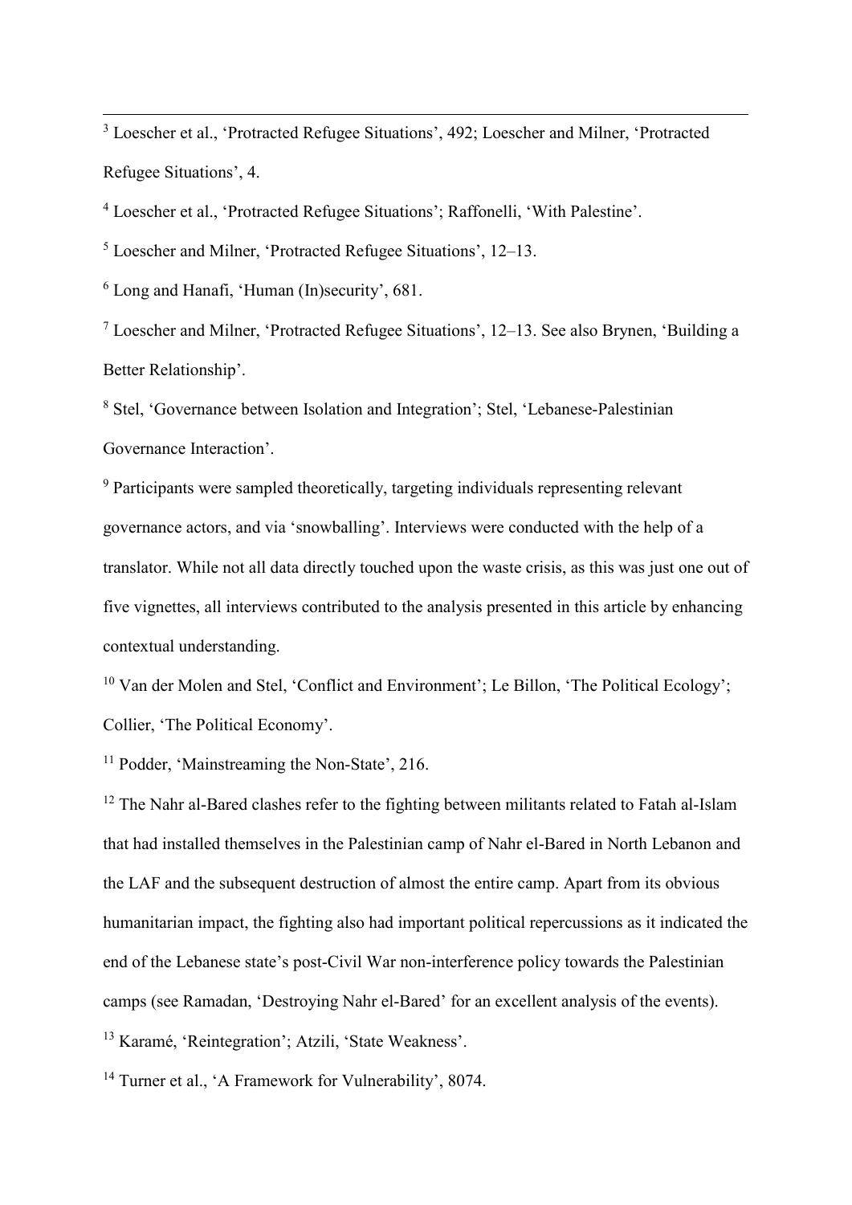[3] Loescher et al., ‘Protracted Refugee Situations’, 492; Loescher and Milner, ‘Protracted Refugee Situations’, 4.

[4] Loescher et al., ‘Protracted Refugee Situations’; Raffonelli, ‘With Palestine’.

[5] Loescher and Milner, ‘Protracted Refugee Situations’, 12–13.

[6] Long and Hanafi, ‘Human (In)security’, 681.

[7] Loescher and Milner, ‘Protracted Refugee Situations’, 12–13. See also Brynen, ‘Building a Better Relationship’.

[8] Stel, ‘Governance between Isolation and Integration’; Stel, ‘Lebanese-Palestinian Governance Interaction’.

[9] Participants were sampled theoretically, targeting individuals representing relevant governance actors, and via ‘snowballing’. Interviews were conducted with the help of a translator. While not all data directly touched upon the waste crisis, as this was just one out of five vignettes, all interviews contributed to the analysis presented in this article by enhancing contextual understanding.

[10] Van der Molen and Stel, ‘Conflict and Environment’; Le Billon, ‘The Political Ecology’; Collier, ‘The Political Economy’.

[11] Podder, ‘Mainstreaming the Non-State’, 216.

[12] The Nahr al-Bared clashes refer to the fighting between militants related to Fatah al-Islam that had installed themselves in the Palestinian camp of Nahr el-Bared in North Lebanon and the LAF and the subsequent destruction of almost the entire camp. Apart from its obvious humanitarian impact, the fighting also had important political repercussions as it indicated the end of the Lebanese state’s post-Civil War non-interference policy towards the Palestinian camps (see Ramadan, ‘Destroying Nahr el-Bared’ for an excellent analysis of the events).

[13] Karamé, ‘Reintegration’; Atzili, ‘State Weakness’.

[14] Turner et al., ‘A Framework for Vulnerability’, 8074.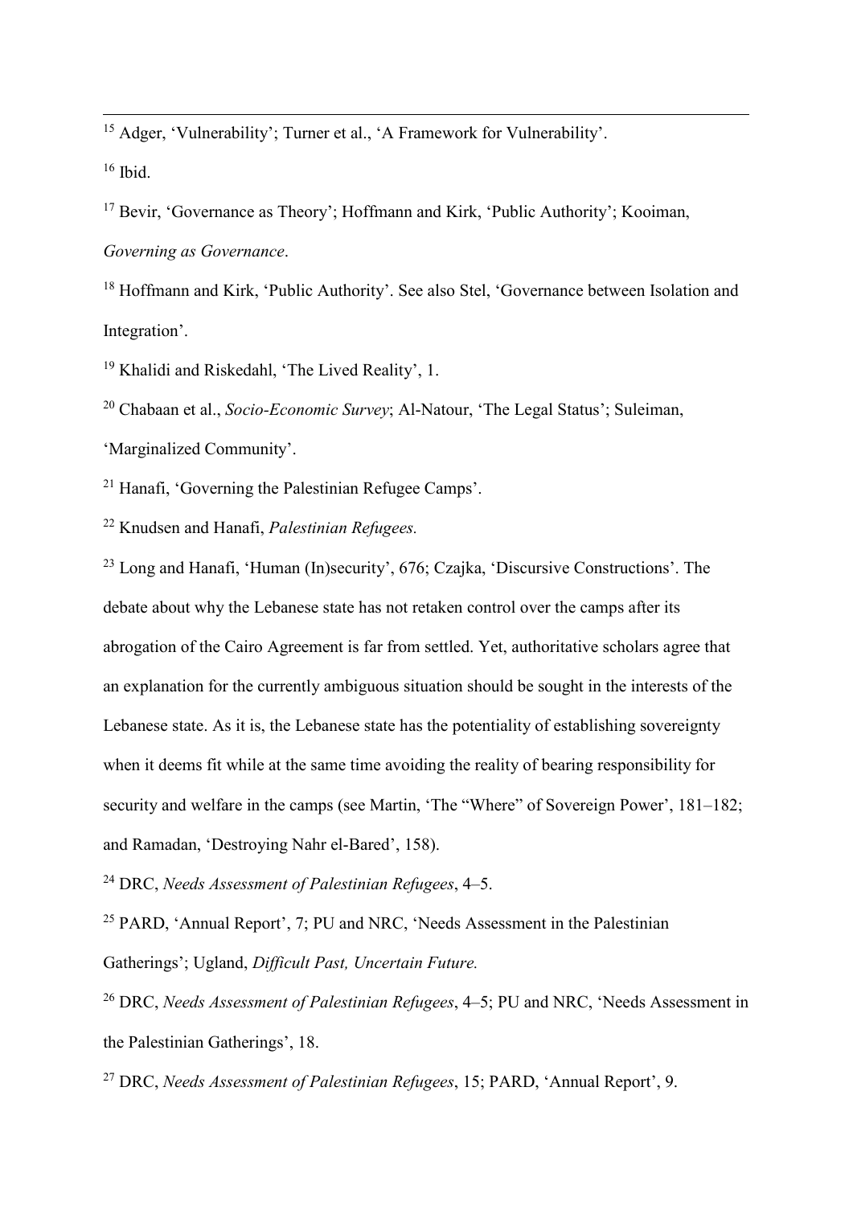[15] Adger, 'Vulnerability'; Turner et al., 'A Framework for Vulnerability'.

[16] Ibid.

[17] Bevir, 'Governance as Theory'; Hoffmann and Kirk, 'Public Authority'; Kooiman, *Governing as Governance*.

[18] Hoffmann and Kirk, 'Public Authority'. See also Stel, 'Governance between Isolation and Integration'.

[19] Khalidi and Riskedahl, 'The Lived Reality', 1.

[20] Chabaan et al., *Socio-Economic Survey*; Al-Natour, 'The Legal Status'; Suleiman, 'Marginalized Community'.

[21] Hanafi, 'Governing the Palestinian Refugee Camps'.

[22] Knudsen and Hanafi, *Palestinian Refugees.*

[23] Long and Hanafi, 'Human (In)security', 676; Czajka, 'Discursive Constructions'. The debate about why the Lebanese state has not retaken control over the camps after its abrogation of the Cairo Agreement is far from settled. Yet, authoritative scholars agree that an explanation for the currently ambiguous situation should be sought in the interests of the Lebanese state. As it is, the Lebanese state has the potentiality of establishing sovereignty when it deems fit while at the same time avoiding the reality of bearing responsibility for security and welfare in the camps (see Martin, 'The "Where" of Sovereign Power', 181–182; and Ramadan, 'Destroying Nahr el-Bared', 158).

[24] DRC, *Needs Assessment of Palestinian Refugees*, 4–5.

[25] PARD, 'Annual Report', 7; PU and NRC, 'Needs Assessment in the Palestinian Gatherings'; Ugland, *Difficult Past, Uncertain Future.*

[26] DRC, *Needs Assessment of Palestinian Refugees*, 4–5; PU and NRC, 'Needs Assessment in the Palestinian Gatherings', 18.

[27] DRC, *Needs Assessment of Palestinian Refugees*, 15; PARD, 'Annual Report', 9.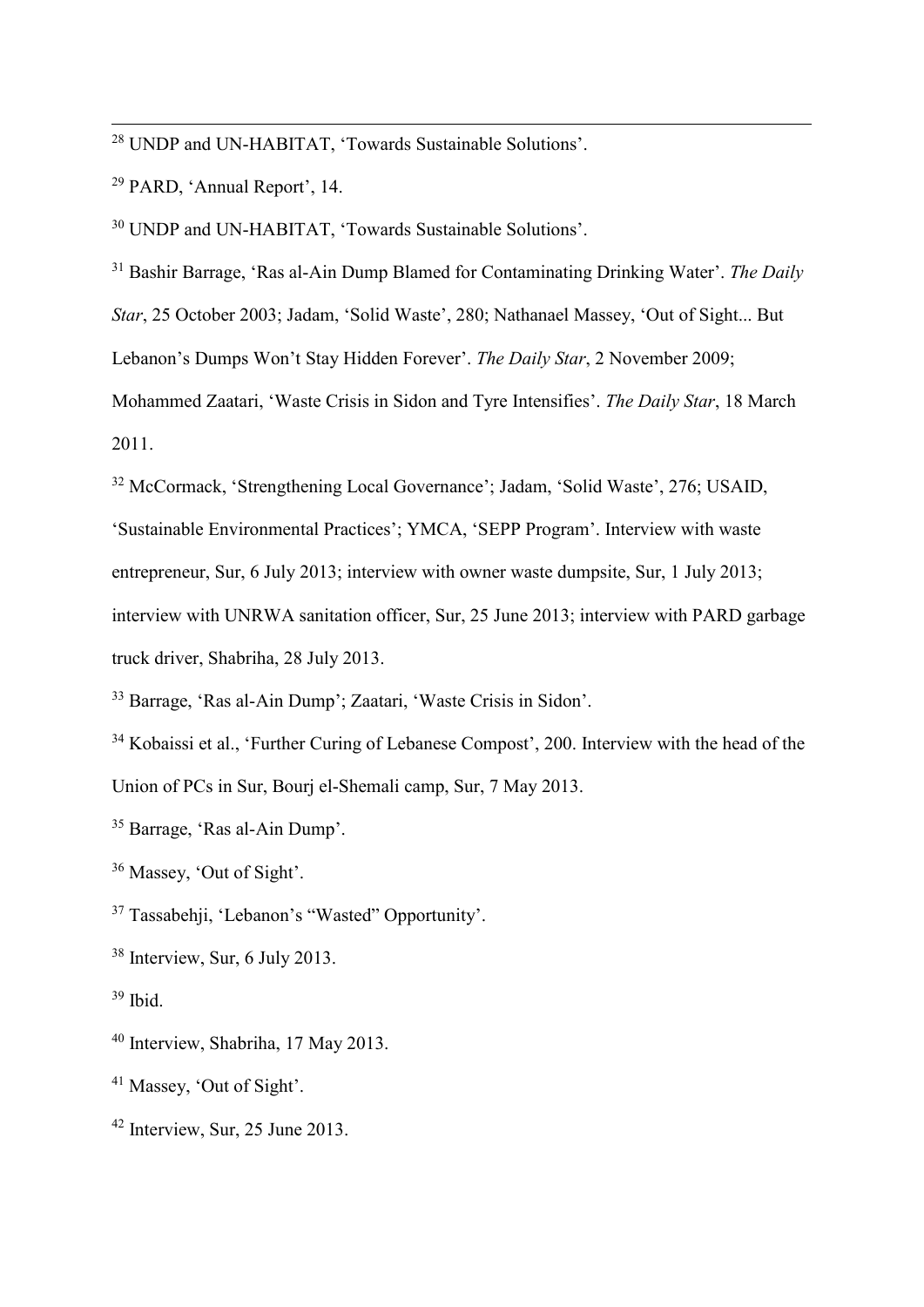[28] UNDP and UN-HABITAT, 'Towards Sustainable Solutions'.

[29] PARD, 'Annual Report', 14.

[30] UNDP and UN-HABITAT, 'Towards Sustainable Solutions'.

[31] Bashir Barrage, 'Ras al-Ain Dump Blamed for Contaminating Drinking Water'. *The Daily Star*, 25 October 2003; Jadam, 'Solid Waste', 280; Nathanael Massey, 'Out of Sight... But Lebanon's Dumps Won't Stay Hidden Forever'. *The Daily Star*, 2 November 2009; Mohammed Zaatari, 'Waste Crisis in Sidon and Tyre Intensifies'. *The Daily Star*, 18 March 2011.

[32] McCormack, 'Strengthening Local Governance'; Jadam, 'Solid Waste', 276; USAID, 'Sustainable Environmental Practices'; YMCA, 'SEPP Program'. Interview with waste entrepreneur, Sur, 6 July 2013; interview with owner waste dumpsite, Sur, 1 July 2013; interview with UNRWA sanitation officer, Sur, 25 June 2013; interview with PARD garbage truck driver, Shabriha, 28 July 2013.

[33] Barrage, 'Ras al-Ain Dump'; Zaatari, 'Waste Crisis in Sidon'.

[34] Kobaissi et al., 'Further Curing of Lebanese Compost', 200. Interview with the head of the Union of PCs in Sur, Bourj el-Shemali camp, Sur, 7 May 2013.

[35] Barrage, 'Ras al-Ain Dump'.

[36] Massey, 'Out of Sight'.

[37] Tassabehji, 'Lebanon's "Wasted" Opportunity'.

[38] Interview, Sur, 6 July 2013.

[39] Ibid.

[40] Interview, Shabriha, 17 May 2013.

[41] Massey, 'Out of Sight'.

[42] Interview, Sur, 25 June 2013.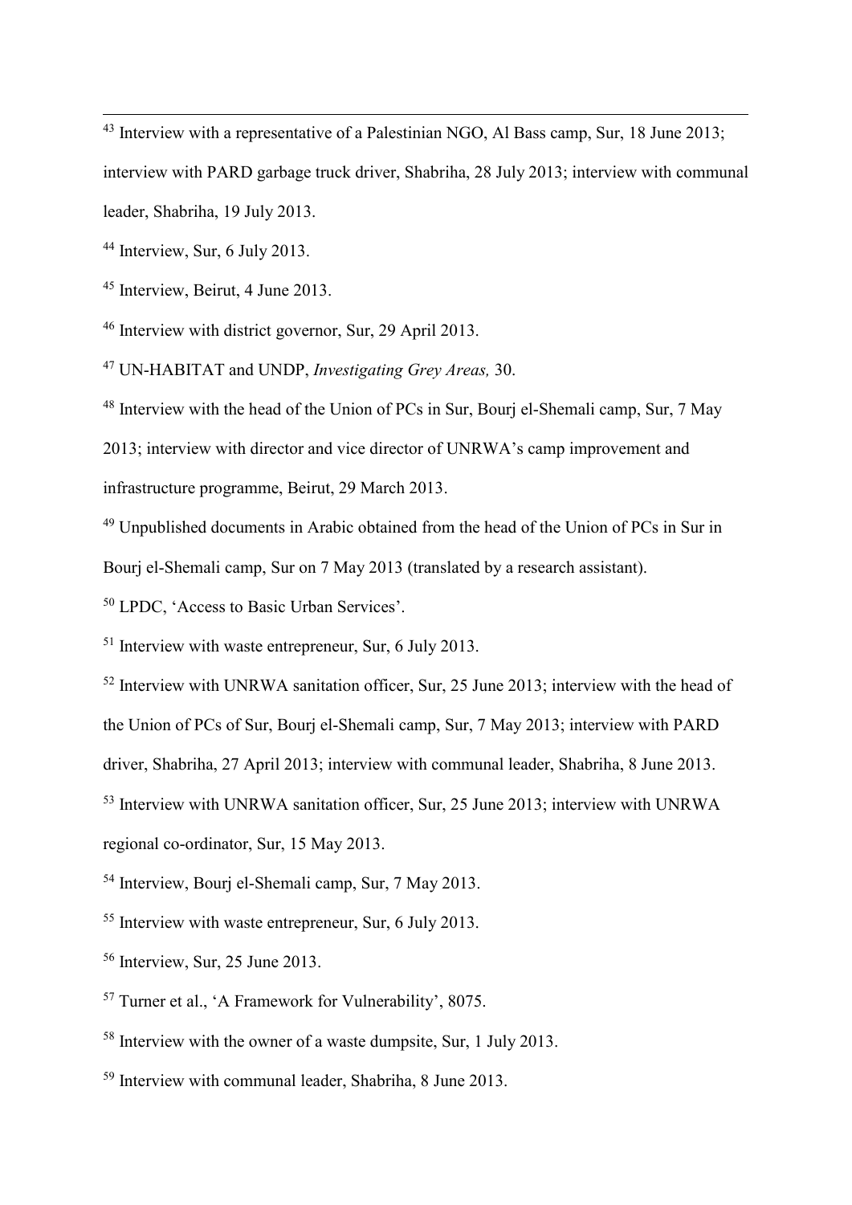[43] Interview with a representative of a Palestinian NGO, Al Bass camp, Sur, 18 June 2013; interview with PARD garbage truck driver, Shabriha, 28 July 2013; interview with communal leader, Shabriha, 19 July 2013.

[44] Interview, Sur, 6 July 2013.

[45] Interview, Beirut, 4 June 2013.

[46] Interview with district governor, Sur, 29 April 2013.

[47] UN-HABITAT and UNDP, *Investigating Grey Areas,* 30.

[48] Interview with the head of the Union of PCs in Sur, Bourj el-Shemali camp, Sur, 7 May 2013; interview with director and vice director of UNRWA's camp improvement and infrastructure programme, Beirut, 29 March 2013.

[49] Unpublished documents in Arabic obtained from the head of the Union of PCs in Sur in Bourj el-Shemali camp, Sur on 7 May 2013 (translated by a research assistant).

[50] LPDC, 'Access to Basic Urban Services'.

[51] Interview with waste entrepreneur, Sur, 6 July 2013.

[52] Interview with UNRWA sanitation officer, Sur, 25 June 2013; interview with the head of the Union of PCs of Sur, Bourj el-Shemali camp, Sur, 7 May 2013; interview with PARD driver, Shabriha, 27 April 2013; interview with communal leader, Shabriha, 8 June 2013.

[53] Interview with UNRWA sanitation officer, Sur, 25 June 2013; interview with UNRWA regional co-ordinator, Sur, 15 May 2013.

[54] Interview, Bourj el-Shemali camp, Sur, 7 May 2013.

[55] Interview with waste entrepreneur, Sur, 6 July 2013.

[56] Interview, Sur, 25 June 2013.

[57] Turner et al., 'A Framework for Vulnerability', 8075.

[58] Interview with the owner of a waste dumpsite, Sur, 1 July 2013.

[59] Interview with communal leader, Shabriha, 8 June 2013.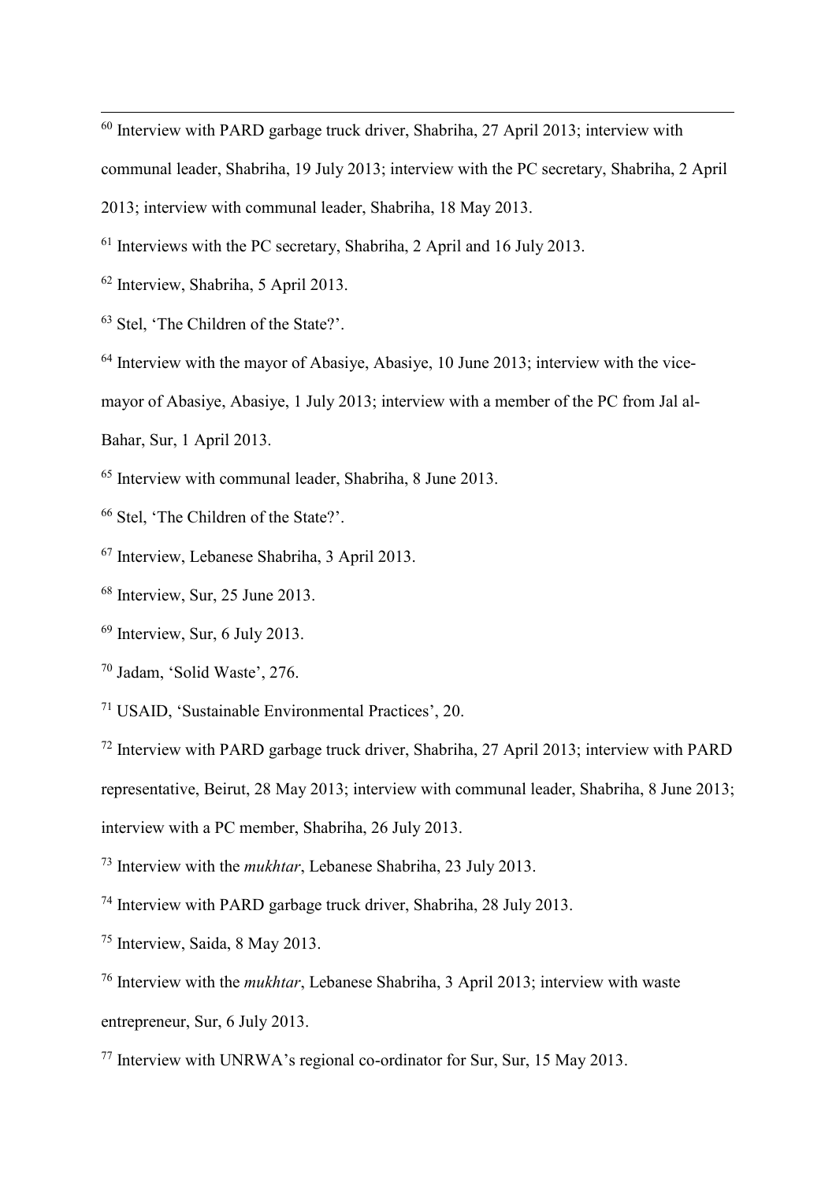[60] Interview with PARD garbage truck driver, Shabriha, 27 April 2013; interview with communal leader, Shabriha, 19 July 2013; interview with the PC secretary, Shabriha, 2 April 2013; interview with communal leader, Shabriha, 18 May 2013.

[61] Interviews with the PC secretary, Shabriha, 2 April and 16 July 2013.

[62] Interview, Shabriha, 5 April 2013.

[63] Stel, 'The Children of the State?'.

[64] Interview with the mayor of Abasiye, Abasiye, 10 June 2013; interview with the vice-mayor of Abasiye, Abasiye, 1 July 2013; interview with a member of the PC from Jal al-Bahar, Sur, 1 April 2013.

[65] Interview with communal leader, Shabriha, 8 June 2013.

[66] Stel, 'The Children of the State?'.

[67] Interview, Lebanese Shabriha, 3 April 2013.

[68] Interview, Sur, 25 June 2013.

[69] Interview, Sur, 6 July 2013.

[70] Jadam, 'Solid Waste', 276.

[71] USAID, 'Sustainable Environmental Practices', 20.

[72] Interview with PARD garbage truck driver, Shabriha, 27 April 2013; interview with PARD representative, Beirut, 28 May 2013; interview with communal leader, Shabriha, 8 June 2013; interview with a PC member, Shabriha, 26 July 2013.

[73] Interview with the *mukhtar*, Lebanese Shabriha, 23 July 2013.

[74] Interview with PARD garbage truck driver, Shabriha, 28 July 2013.

[75] Interview, Saida, 8 May 2013.

[76] Interview with the *mukhtar*, Lebanese Shabriha, 3 April 2013; interview with waste entrepreneur, Sur, 6 July 2013.

[77] Interview with UNRWA's regional co-ordinator for Sur, Sur, 15 May 2013.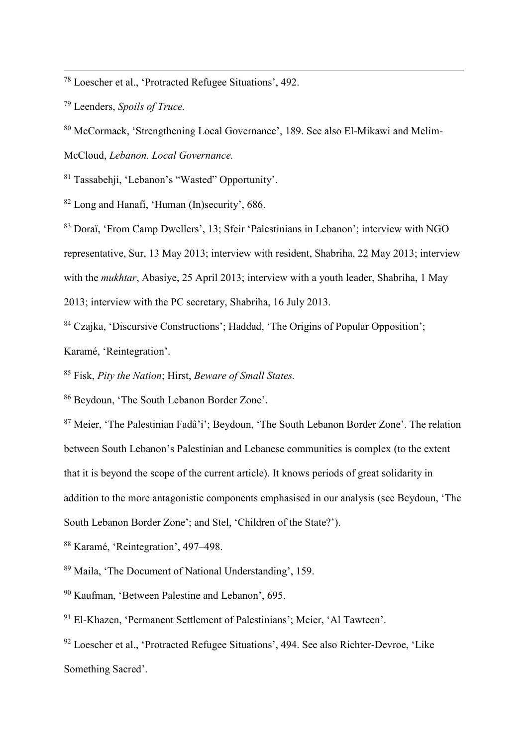[78] Loescher et al., 'Protracted Refugee Situations', 492.

[79] Leenders, *Spoils of Truce.*

[80] McCormack, 'Strengthening Local Governance', 189. See also El-Mikawi and Melim-McCloud, *Lebanon. Local Governance.*

[81] Tassabehji, 'Lebanon's "Wasted" Opportunity'.

[82] Long and Hanafi, 'Human (In)security', 686.

[83] Doraï, 'From Camp Dwellers', 13; Sfeir 'Palestinians in Lebanon'; interview with NGO representative, Sur, 13 May 2013; interview with resident, Shabriha, 22 May 2013; interview with the *mukhtar*, Abasiye, 25 April 2013; interview with a youth leader, Shabriha, 1 May 2013; interview with the PC secretary, Shabriha, 16 July 2013.

[84] Czajka, 'Discursive Constructions'; Haddad, 'The Origins of Popular Opposition'; Karamé, 'Reintegration'.

[85] Fisk, *Pity the Nation*; Hirst, *Beware of Small States.*

[86] Beydoun, 'The South Lebanon Border Zone'.

[87] Meier, 'The Palestinian Fadâ'i'; Beydoun, 'The South Lebanon Border Zone'. The relation between South Lebanon's Palestinian and Lebanese communities is complex (to the extent that it is beyond the scope of the current article). It knows periods of great solidarity in addition to the more antagonistic components emphasised in our analysis (see Beydoun, 'The South Lebanon Border Zone'; and Stel, 'Children of the State?').

[88] Karamé, 'Reintegration', 497–498.

[89] Maila, 'The Document of National Understanding', 159.

[90] Kaufman, 'Between Palestine and Lebanon', 695.

[91] El-Khazen, 'Permanent Settlement of Palestinians'; Meier, 'Al Tawteen'.

[92] Loescher et al., 'Protracted Refugee Situations', 494. See also Richter-Devroe, 'Like Something Sacred'.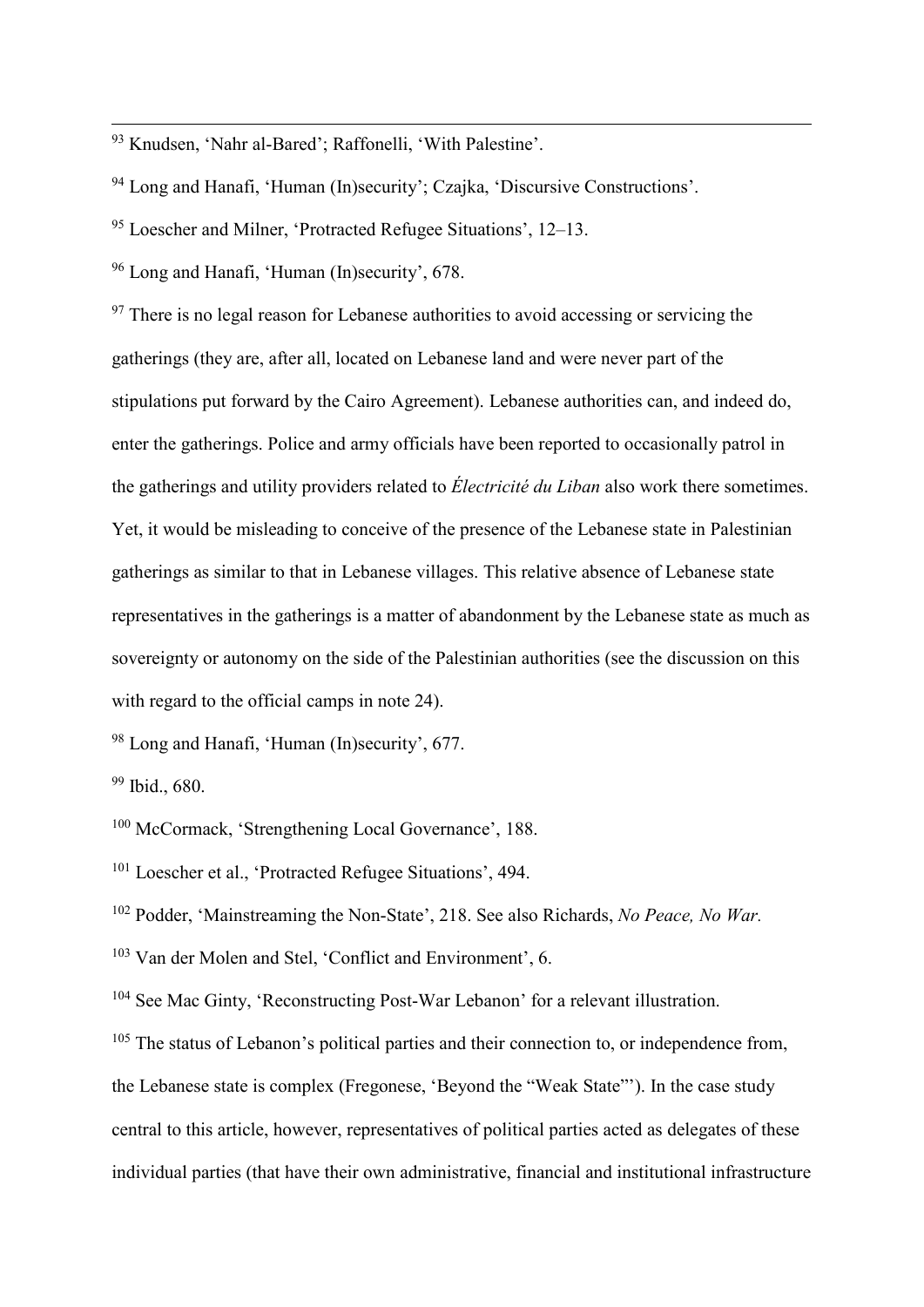[93] Knudsen, ‘Nahr al-Bared’; Raffonelli, ‘With Palestine’.

[94] Long and Hanafi, ‘Human (In)security’; Czajka, ‘Discursive Constructions’.

[95] Loescher and Milner, ‘Protracted Refugee Situations’, 12–13.

[96] Long and Hanafi, ‘Human (In)security’, 678.

[97] There is no legal reason for Lebanese authorities to avoid accessing or servicing the gatherings (they are, after all, located on Lebanese land and were never part of the stipulations put forward by the Cairo Agreement). Lebanese authorities can, and indeed do, enter the gatherings. Police and army officials have been reported to occasionally patrol in the gatherings and utility providers related to *Électricité du Liban* also work there sometimes. Yet, it would be misleading to conceive of the presence of the Lebanese state in Palestinian gatherings as similar to that in Lebanese villages. This relative absence of Lebanese state representatives in the gatherings is a matter of abandonment by the Lebanese state as much as sovereignty or autonomy on the side of the Palestinian authorities (see the discussion on this with regard to the official camps in note 24).

[98] Long and Hanafi, ‘Human (In)security’, 677.

[99] Ibid., 680.

[100] McCormack, ‘Strengthening Local Governance’, 188.

[101] Loescher et al., ‘Protracted Refugee Situations’, 494.

[102] Podder, ‘Mainstreaming the Non-State’, 218. See also Richards, *No Peace, No War.*

[103] Van der Molen and Stel, ‘Conflict and Environment’, 6.

[104] See Mac Ginty, ‘Reconstructing Post-War Lebanon’ for a relevant illustration.

[105] The status of Lebanon’s political parties and their connection to, or independence from, the Lebanese state is complex (Fregonese, ‘Beyond the “Weak State”’). In the case study central to this article, however, representatives of political parties acted as delegates of these individual parties (that have their own administrative, financial and institutional infrastructure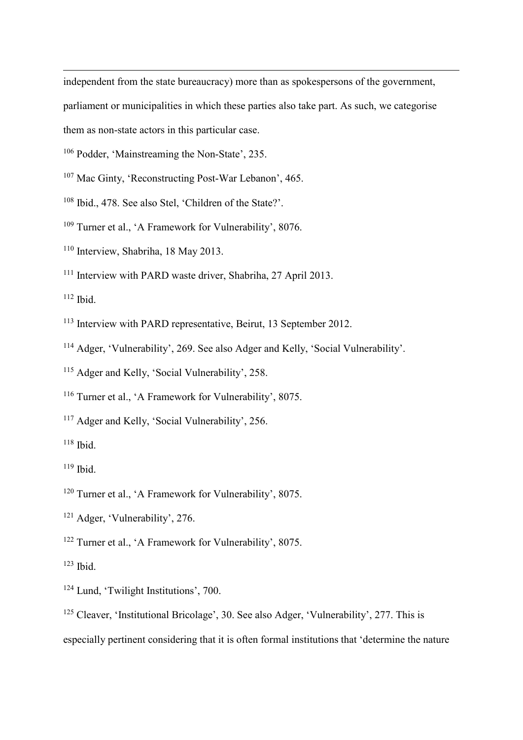independent from the state bureaucracy) more than as spokespersons of the government, parliament or municipalities in which these parties also take part. As such, we categorise them as non-state actors in this particular case.

[106] Podder, 'Mainstreaming the Non-State', 235.

[107] Mac Ginty, 'Reconstructing Post-War Lebanon', 465.

[108] Ibid., 478. See also Stel, 'Children of the State?'.

[109] Turner et al., 'A Framework for Vulnerability', 8076.

[110] Interview, Shabriha, 18 May 2013.

[111] Interview with PARD waste driver, Shabriha, 27 April 2013.

[112] Ibid.

[113] Interview with PARD representative, Beirut, 13 September 2012.

[114] Adger, 'Vulnerability', 269. See also Adger and Kelly, 'Social Vulnerability'.

[115] Adger and Kelly, 'Social Vulnerability', 258.

[116] Turner et al., 'A Framework for Vulnerability', 8075.

[117] Adger and Kelly, 'Social Vulnerability', 256.

[118] Ibid.

[119] Ibid.

[120] Turner et al., 'A Framework for Vulnerability', 8075.

[121] Adger, 'Vulnerability', 276.

[122] Turner et al., 'A Framework for Vulnerability', 8075.

[123] Ibid.

[124] Lund, 'Twilight Institutions', 700.

[125] Cleaver, 'Institutional Bricolage', 30. See also Adger, 'Vulnerability', 277. This is especially pertinent considering that it is often formal institutions that 'determine the nature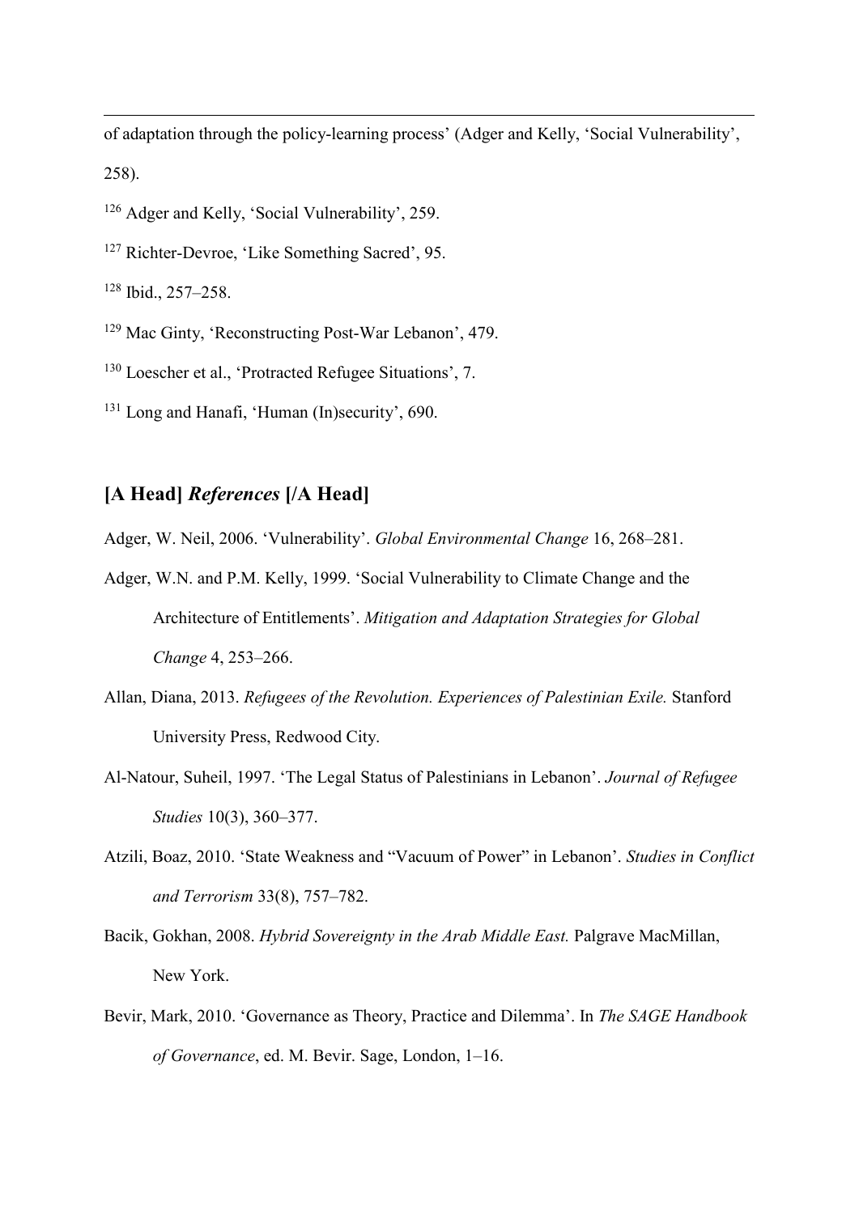of adaptation through the policy-learning process' (Adger and Kelly, 'Social Vulnerability', 258).

[126] Adger and Kelly, 'Social Vulnerability', 259.

[127] Richter-Devroe, 'Like Something Sacred', 95.

[128] Ibid., 257–258.

[129] Mac Ginty, 'Reconstructing Post-War Lebanon', 479.

[130] Loescher et al., 'Protracted Refugee Situations', 7.

[131] Long and Hanafi, 'Human (In)security', 690.

## [A Head] *References* [/A Head]

Adger, W. Neil, 2006. 'Vulnerability'. *Global Environmental Change* 16, 268–281.

Adger, W.N. and P.M. Kelly, 1999. 'Social Vulnerability to Climate Change and the Architecture of Entitlements'. *Mitigation and Adaptation Strategies for Global Change* 4, 253–266.

Allan, Diana, 2013. *Refugees of the Revolution. Experiences of Palestinian Exile.* Stanford University Press, Redwood City.

Al-Natour, Suheil, 1997. 'The Legal Status of Palestinians in Lebanon'. *Journal of Refugee Studies* 10(3), 360–377.

Atzili, Boaz, 2010. 'State Weakness and "Vacuum of Power" in Lebanon'. *Studies in Conflict and Terrorism* 33(8), 757–782.

Bacik, Gokhan, 2008. *Hybrid Sovereignty in the Arab Middle East.* Palgrave MacMillan, New York.

Bevir, Mark, 2010. 'Governance as Theory, Practice and Dilemma'. In *The SAGE Handbook of Governance*, ed. M. Bevir. Sage, London, 1–16.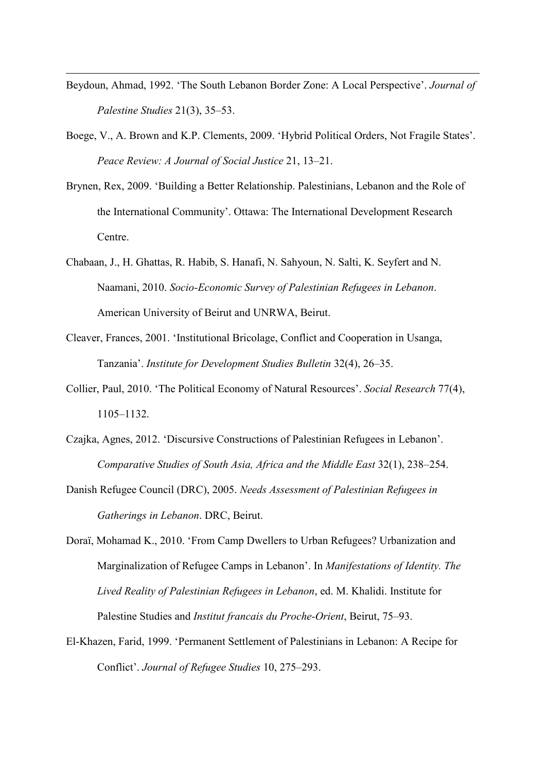Beydoun, Ahmad, 1992. 'The South Lebanon Border Zone: A Local Perspective'. *Journal of Palestine Studies* 21(3), 35–53.

Boege, V., A. Brown and K.P. Clements, 2009. 'Hybrid Political Orders, Not Fragile States'. *Peace Review: A Journal of Social Justice* 21, 13–21.

Brynen, Rex, 2009. 'Building a Better Relationship. Palestinians, Lebanon and the Role of the International Community'. Ottawa: The International Development Research Centre.

Chabaan, J., H. Ghattas, R. Habib, S. Hanafi, N. Sahyoun, N. Salti, K. Seyfert and N. Naamani, 2010. *Socio-Economic Survey of Palestinian Refugees in Lebanon*. American University of Beirut and UNRWA, Beirut.

Cleaver, Frances, 2001. 'Institutional Bricolage, Conflict and Cooperation in Usanga, Tanzania'. *Institute for Development Studies Bulletin* 32(4), 26–35.

Collier, Paul, 2010. 'The Political Economy of Natural Resources'. *Social Research* 77(4), 1105–1132.

Czajka, Agnes, 2012. 'Discursive Constructions of Palestinian Refugees in Lebanon'. *Comparative Studies of South Asia, Africa and the Middle East* 32(1), 238–254.

Danish Refugee Council (DRC), 2005. *Needs Assessment of Palestinian Refugees in Gatherings in Lebanon*. DRC, Beirut.

Doraï, Mohamad K., 2010. 'From Camp Dwellers to Urban Refugees? Urbanization and Marginalization of Refugee Camps in Lebanon'. In *Manifestations of Identity. The Lived Reality of Palestinian Refugees in Lebanon*, ed. M. Khalidi. Institute for Palestine Studies and *Institut francais du Proche-Orient*, Beirut, 75–93.

El-Khazen, Farid, 1999. 'Permanent Settlement of Palestinians in Lebanon: A Recipe for Conflict'. *Journal of Refugee Studies* 10, 275–293.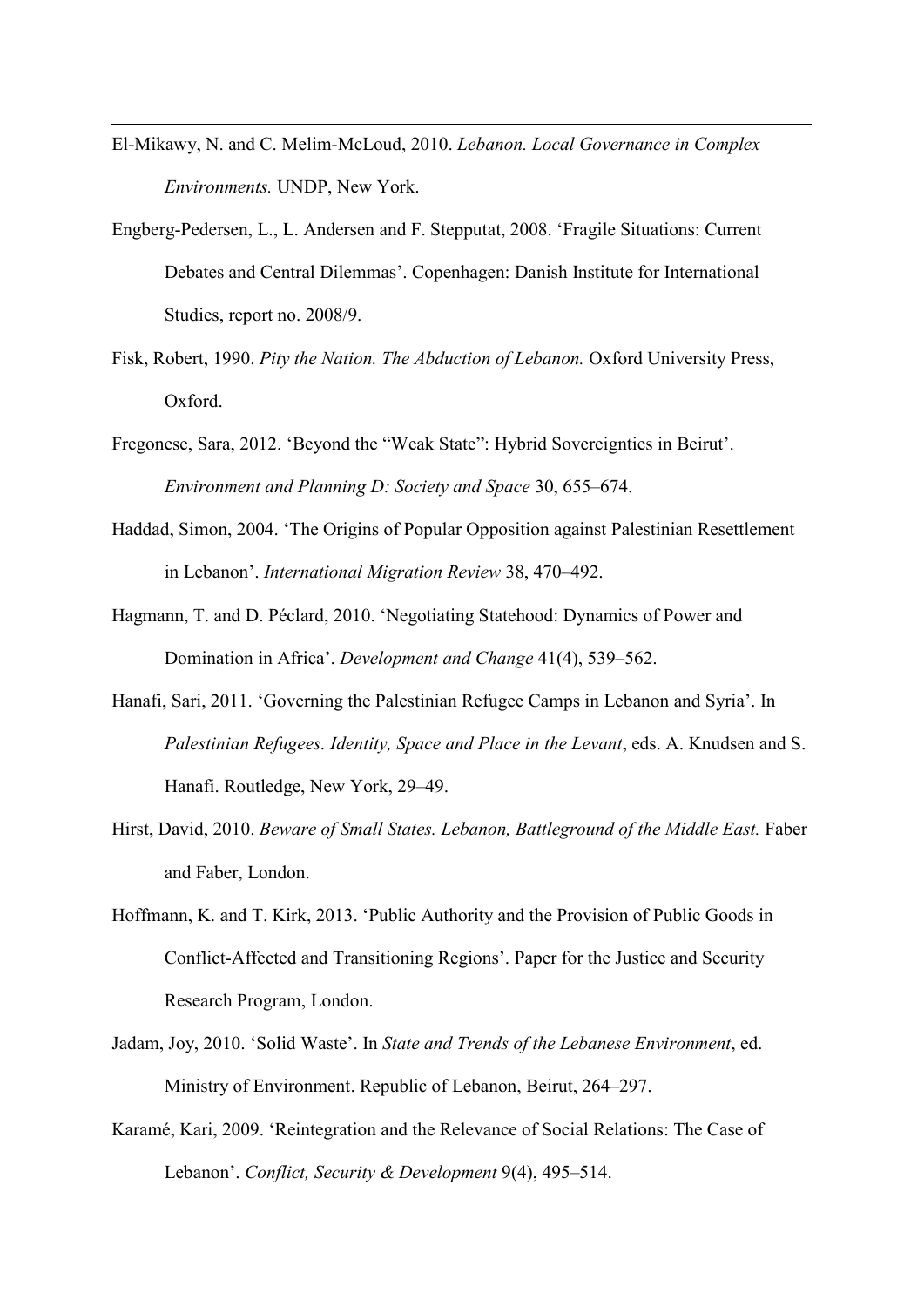El-Mikawy, N. and C. Melim-McLoud, 2010. *Lebanon. Local Governance in Complex Environments.* UNDP, New York.

Engberg-Pedersen, L., L. Andersen and F. Stepputat, 2008. 'Fragile Situations: Current Debates and Central Dilemmas'. Copenhagen: Danish Institute for International Studies, report no. 2008/9.

Fisk, Robert, 1990. *Pity the Nation. The Abduction of Lebanon.* Oxford University Press, Oxford.

Fregonese, Sara, 2012. 'Beyond the "Weak State": Hybrid Sovereignties in Beirut'. *Environment and Planning D: Society and Space* 30, 655–674.

Haddad, Simon, 2004. 'The Origins of Popular Opposition against Palestinian Resettlement in Lebanon'. *International Migration Review* 38, 470–492.

Hagmann, T. and D. Péclard, 2010. 'Negotiating Statehood: Dynamics of Power and Domination in Africa'. *Development and Change* 41(4), 539–562.

Hanafi, Sari, 2011. 'Governing the Palestinian Refugee Camps in Lebanon and Syria'. In *Palestinian Refugees. Identity, Space and Place in the Levant*, eds. A. Knudsen and S. Hanafi. Routledge, New York, 29–49.

Hirst, David, 2010. *Beware of Small States. Lebanon, Battleground of the Middle East.* Faber and Faber, London.

Hoffmann, K. and T. Kirk, 2013. 'Public Authority and the Provision of Public Goods in Conflict-Affected and Transitioning Regions'. Paper for the Justice and Security Research Program, London.

Jadam, Joy, 2010. 'Solid Waste'. In *State and Trends of the Lebanese Environment*, ed. Ministry of Environment. Republic of Lebanon, Beirut, 264–297.

Karamé, Kari, 2009. 'Reintegration and the Relevance of Social Relations: The Case of Lebanon'. *Conflict, Security & Development* 9(4), 495–514.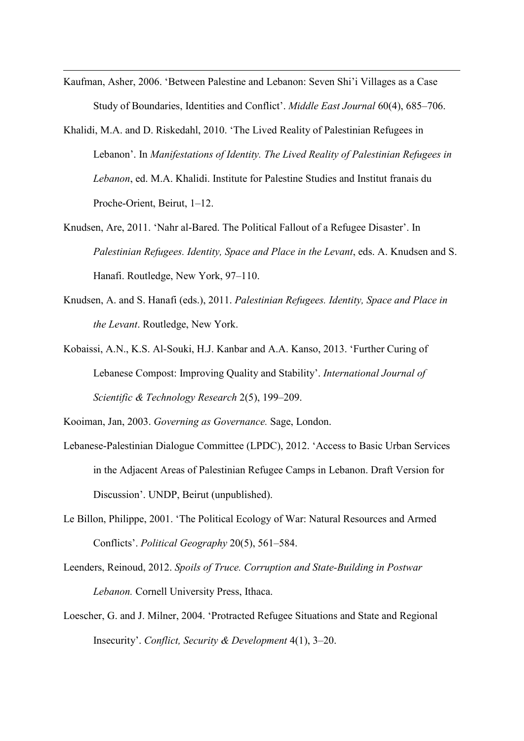Kaufman, Asher, 2006. 'Between Palestine and Lebanon: Seven Shi'i Villages as a Case Study of Boundaries, Identities and Conflict'. *Middle East Journal* 60(4), 685–706.

Khalidi, M.A. and D. Riskedahl, 2010. 'The Lived Reality of Palestinian Refugees in Lebanon'. In *Manifestations of Identity. The Lived Reality of Palestinian Refugees in Lebanon*, ed. M.A. Khalidi. Institute for Palestine Studies and Institut franais du Proche-Orient, Beirut, 1–12.

Knudsen, Are, 2011. 'Nahr al-Bared. The Political Fallout of a Refugee Disaster'. In *Palestinian Refugees. Identity, Space and Place in the Levant*, eds. A. Knudsen and S. Hanafi. Routledge, New York, 97–110.

Knudsen, A. and S. Hanafi (eds.), 2011. *Palestinian Refugees. Identity, Space and Place in the Levant*. Routledge, New York.

Kobaissi, A.N., K.S. Al-Souki, H.J. Kanbar and A.A. Kanso, 2013. 'Further Curing of Lebanese Compost: Improving Quality and Stability'. *International Journal of Scientific & Technology Research* 2(5), 199–209.

Kooiman, Jan, 2003. *Governing as Governance.* Sage, London.

Lebanese-Palestinian Dialogue Committee (LPDC), 2012. 'Access to Basic Urban Services in the Adjacent Areas of Palestinian Refugee Camps in Lebanon. Draft Version for Discussion'. UNDP, Beirut (unpublished).

Le Billon, Philippe, 2001. 'The Political Ecology of War: Natural Resources and Armed Conflicts'. *Political Geography* 20(5), 561–584.

Leenders, Reinoud, 2012. *Spoils of Truce. Corruption and State-Building in Postwar Lebanon.* Cornell University Press, Ithaca.

Loescher, G. and J. Milner, 2004. 'Protracted Refugee Situations and State and Regional Insecurity'. *Conflict, Security & Development* 4(1), 3–20.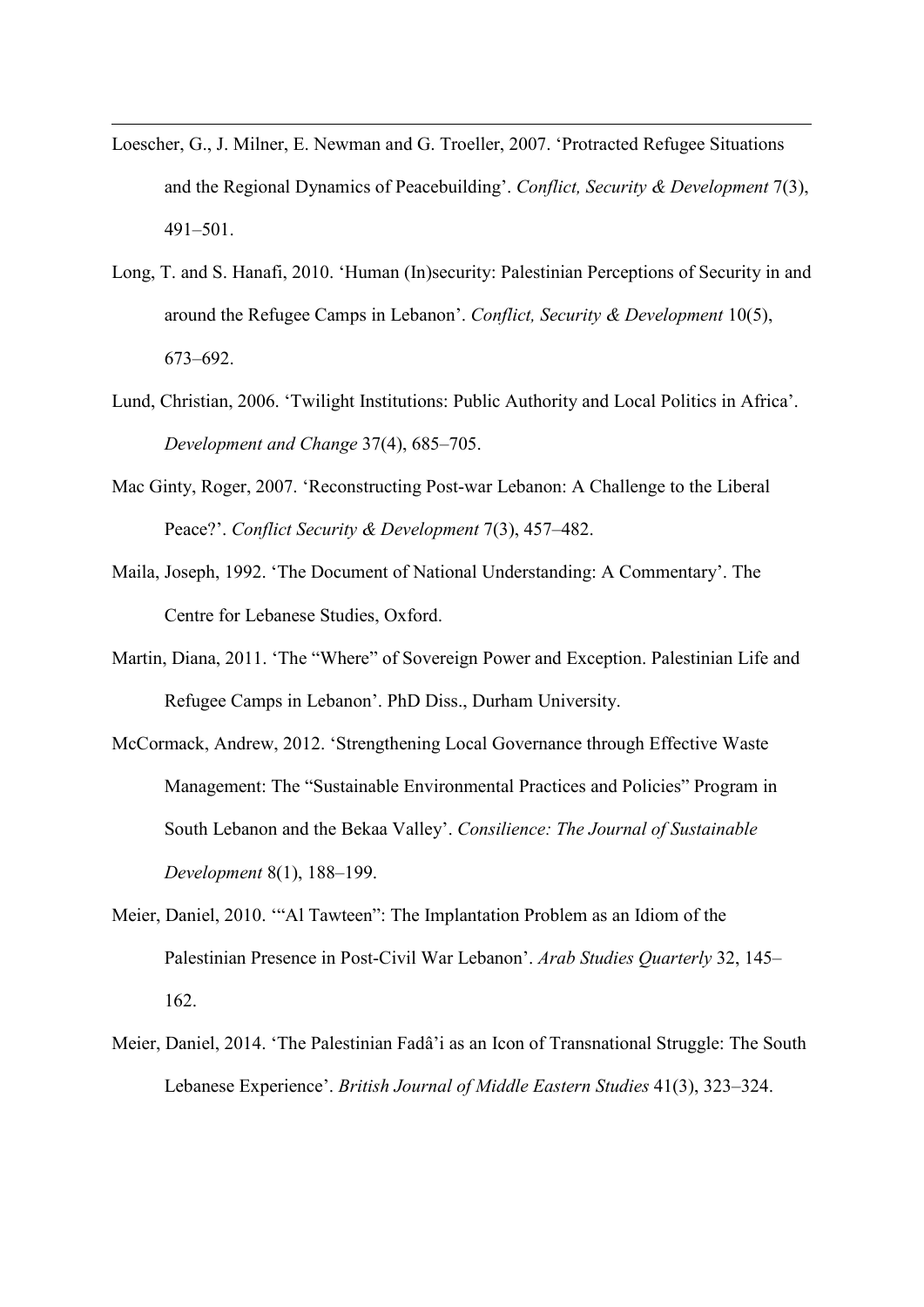Loescher, G., J. Milner, E. Newman and G. Troeller, 2007. 'Protracted Refugee Situations and the Regional Dynamics of Peacebuilding'. *Conflict, Security & Development* 7(3), 491–501.

Long, T. and S. Hanafi, 2010. 'Human (In)security: Palestinian Perceptions of Security in and around the Refugee Camps in Lebanon'. *Conflict, Security & Development* 10(5), 673–692.

Lund, Christian, 2006. 'Twilight Institutions: Public Authority and Local Politics in Africa'. *Development and Change* 37(4), 685–705.

Mac Ginty, Roger, 2007. 'Reconstructing Post-war Lebanon: A Challenge to the Liberal Peace?'. *Conflict Security & Development* 7(3), 457–482.

Maila, Joseph, 1992. 'The Document of National Understanding: A Commentary'. The Centre for Lebanese Studies, Oxford.

Martin, Diana, 2011. 'The "Where" of Sovereign Power and Exception. Palestinian Life and Refugee Camps in Lebanon'. PhD Diss., Durham University.

McCormack, Andrew, 2012. 'Strengthening Local Governance through Effective Waste Management: The "Sustainable Environmental Practices and Policies" Program in South Lebanon and the Bekaa Valley'. *Consilience: The Journal of Sustainable Development* 8(1), 188–199.

Meier, Daniel, 2010. '"Al Tawteen": The Implantation Problem as an Idiom of the Palestinian Presence in Post-Civil War Lebanon'. *Arab Studies Quarterly* 32, 145–162.

Meier, Daniel, 2014. 'The Palestinian Fadâ'i as an Icon of Transnational Struggle: The South Lebanese Experience'. *British Journal of Middle Eastern Studies* 41(3), 323–324.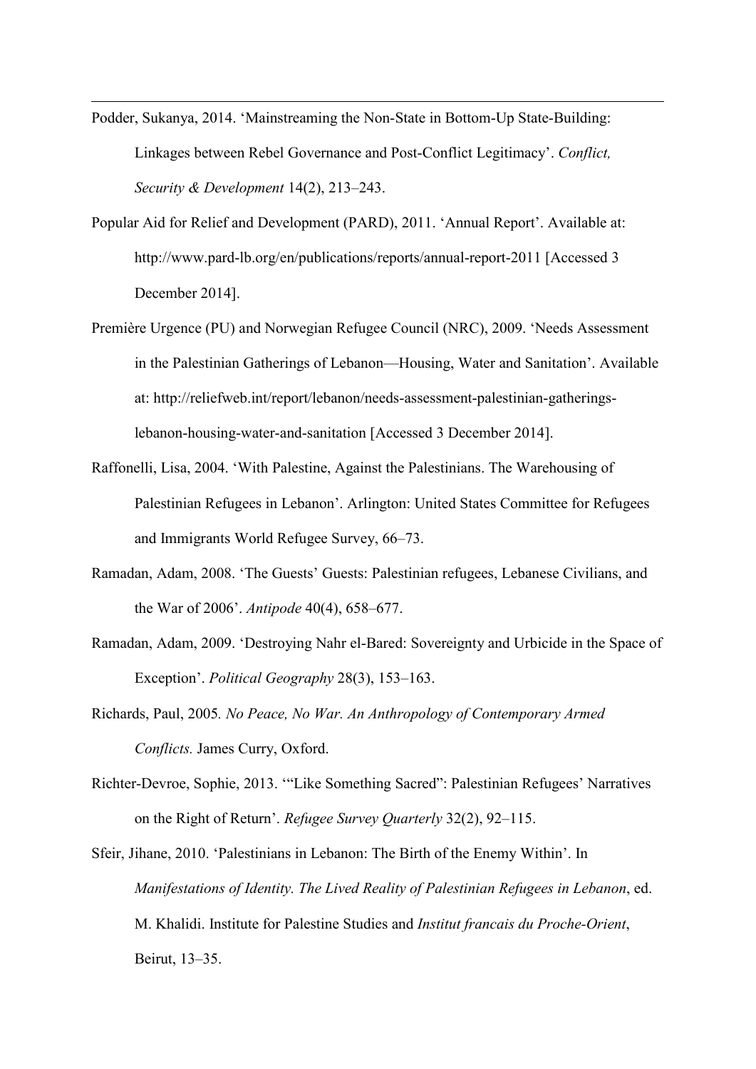Podder, Sukanya, 2014. 'Mainstreaming the Non-State in Bottom-Up State-Building: Linkages between Rebel Governance and Post-Conflict Legitimacy'. *Conflict, Security & Development* 14(2), 213–243.

Popular Aid for Relief and Development (PARD), 2011. 'Annual Report'. Available at: http://www.pard-lb.org/en/publications/reports/annual-report-2011 [Accessed 3 December 2014].

Première Urgence (PU) and Norwegian Refugee Council (NRC), 2009. 'Needs Assessment in the Palestinian Gatherings of Lebanon—Housing, Water and Sanitation'. Available at: http://reliefweb.int/report/lebanon/needs-assessment-palestinian-gatherings-lebanon-housing-water-and-sanitation [Accessed 3 December 2014].

Raffonelli, Lisa, 2004. 'With Palestine, Against the Palestinians. The Warehousing of Palestinian Refugees in Lebanon'. Arlington: United States Committee for Refugees and Immigrants World Refugee Survey, 66–73.

Ramadan, Adam, 2008. 'The Guests' Guests: Palestinian refugees, Lebanese Civilians, and the War of 2006'. *Antipode* 40(4), 658–677.

Ramadan, Adam, 2009. 'Destroying Nahr el-Bared: Sovereignty and Urbicide in the Space of Exception'. *Political Geography* 28(3), 153–163.

Richards, Paul, 2005. *No Peace, No War. An Anthropology of Contemporary Armed Conflicts.* James Curry, Oxford.

Richter-Devroe, Sophie, 2013. '"Like Something Sacred": Palestinian Refugees' Narratives on the Right of Return'. *Refugee Survey Quarterly* 32(2), 92–115.

Sfeir, Jihane, 2010. 'Palestinians in Lebanon: The Birth of the Enemy Within'. In *Manifestations of Identity. The Lived Reality of Palestinian Refugees in Lebanon*, ed. M. Khalidi. Institute for Palestine Studies and *Institut francais du Proche-Orient*, Beirut, 13–35.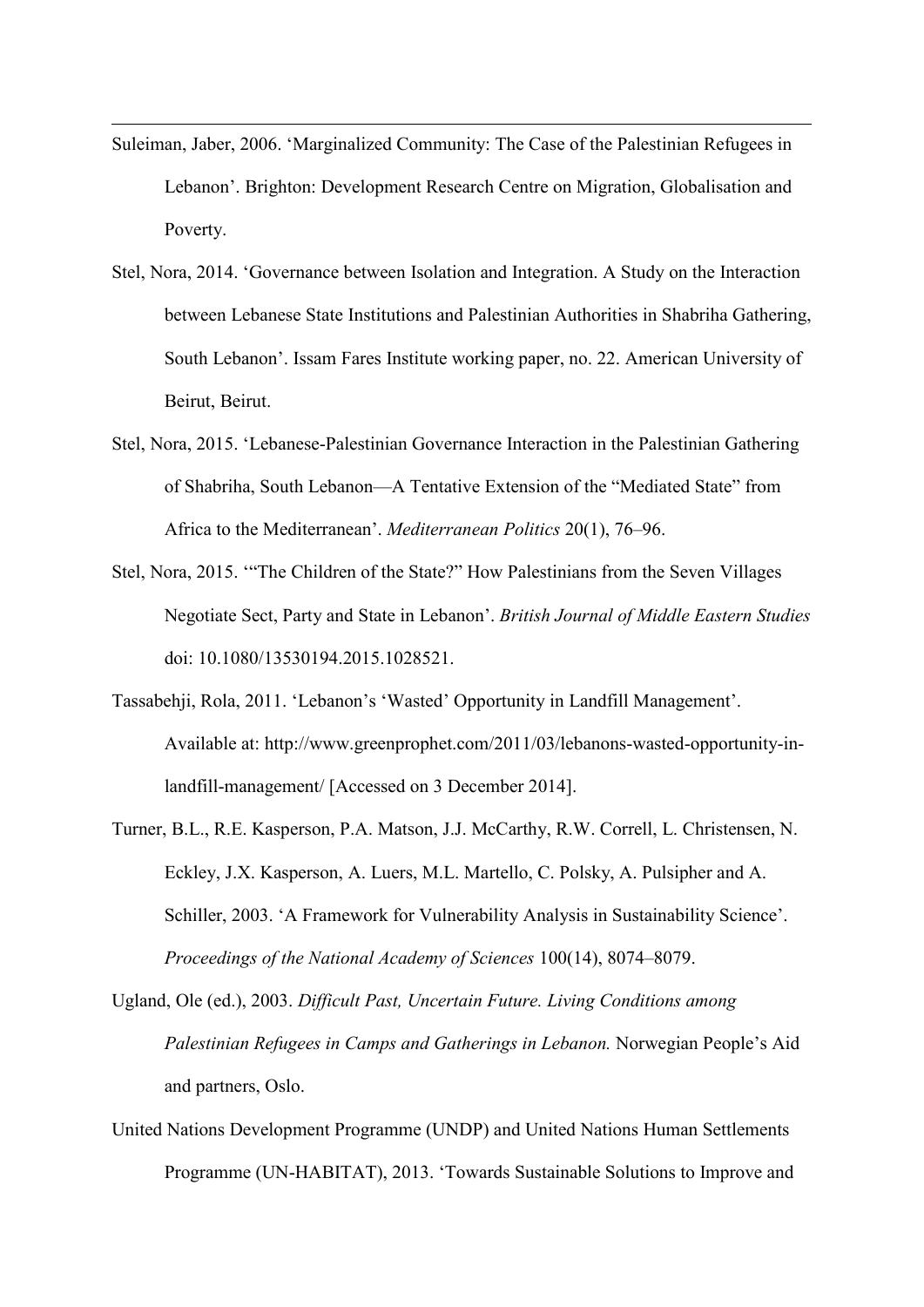Suleiman, Jaber, 2006. ‘Marginalized Community: The Case of the Palestinian Refugees in Lebanon’. Brighton: Development Research Centre on Migration, Globalisation and Poverty.

Stel, Nora, 2014. ‘Governance between Isolation and Integration. A Study on the Interaction between Lebanese State Institutions and Palestinian Authorities in Shabriha Gathering, South Lebanon’. Issam Fares Institute working paper, no. 22. American University of Beirut, Beirut.

Stel, Nora, 2015. ‘Lebanese-Palestinian Governance Interaction in the Palestinian Gathering of Shabriha, South Lebanon—A Tentative Extension of the “Mediated State” from Africa to the Mediterranean’. *Mediterranean Politics* 20(1), 76–96.

Stel, Nora, 2015. ‘“The Children of the State?” How Palestinians from the Seven Villages Negotiate Sect, Party and State in Lebanon’. *British Journal of Middle Eastern Studies* doi: 10.1080/13530194.2015.1028521.

Tassabehji, Rola, 2011. ‘Lebanon’s ‘Wasted’ Opportunity in Landfill Management’. Available at: http://www.greenprophet.com/2011/03/lebanons-wasted-opportunity-in-landfill-management/ [Accessed on 3 December 2014].

Turner, B.L., R.E. Kasperson, P.A. Matson, J.J. McCarthy, R.W. Correll, L. Christensen, N. Eckley, J.X. Kasperson, A. Luers, M.L. Martello, C. Polsky, A. Pulsipher and A. Schiller, 2003. ‘A Framework for Vulnerability Analysis in Sustainability Science’. *Proceedings of the National Academy of Sciences* 100(14), 8074–8079.

Ugland, Ole (ed.), 2003. *Difficult Past, Uncertain Future. Living Conditions among Palestinian Refugees in Camps and Gatherings in Lebanon.* Norwegian People’s Aid and partners, Oslo.

United Nations Development Programme (UNDP) and United Nations Human Settlements Programme (UN-HABITAT), 2013. ‘Towards Sustainable Solutions to Improve and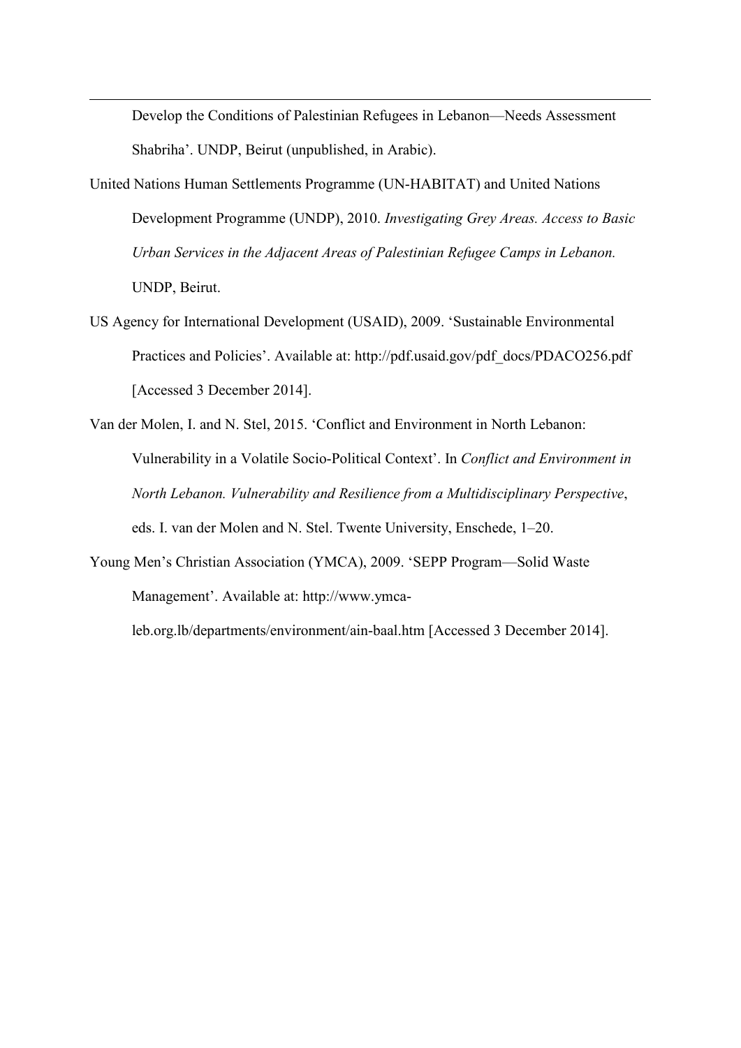Develop the Conditions of Palestinian Refugees in Lebanon—Needs Assessment Shabriha'. UNDP, Beirut (unpublished, in Arabic).

United Nations Human Settlements Programme (UN-HABITAT) and United Nations Development Programme (UNDP), 2010. *Investigating Grey Areas. Access to Basic Urban Services in the Adjacent Areas of Palestinian Refugee Camps in Lebanon.* UNDP, Beirut.

US Agency for International Development (USAID), 2009. 'Sustainable Environmental Practices and Policies'. Available at: http://pdf.usaid.gov/pdf_docs/PDACO256.pdf [Accessed 3 December 2014].

Van der Molen, I. and N. Stel, 2015. 'Conflict and Environment in North Lebanon: Vulnerability in a Volatile Socio-Political Context'. In *Conflict and Environment in North Lebanon. Vulnerability and Resilience from a Multidisciplinary Perspective*, eds. I. van der Molen and N. Stel. Twente University, Enschede, 1–20.

Young Men's Christian Association (YMCA), 2009. 'SEPP Program—Solid Waste Management'. Available at: http://www.ymca-leb.org.lb/departments/environment/ain-baal.htm [Accessed 3 December 2014].